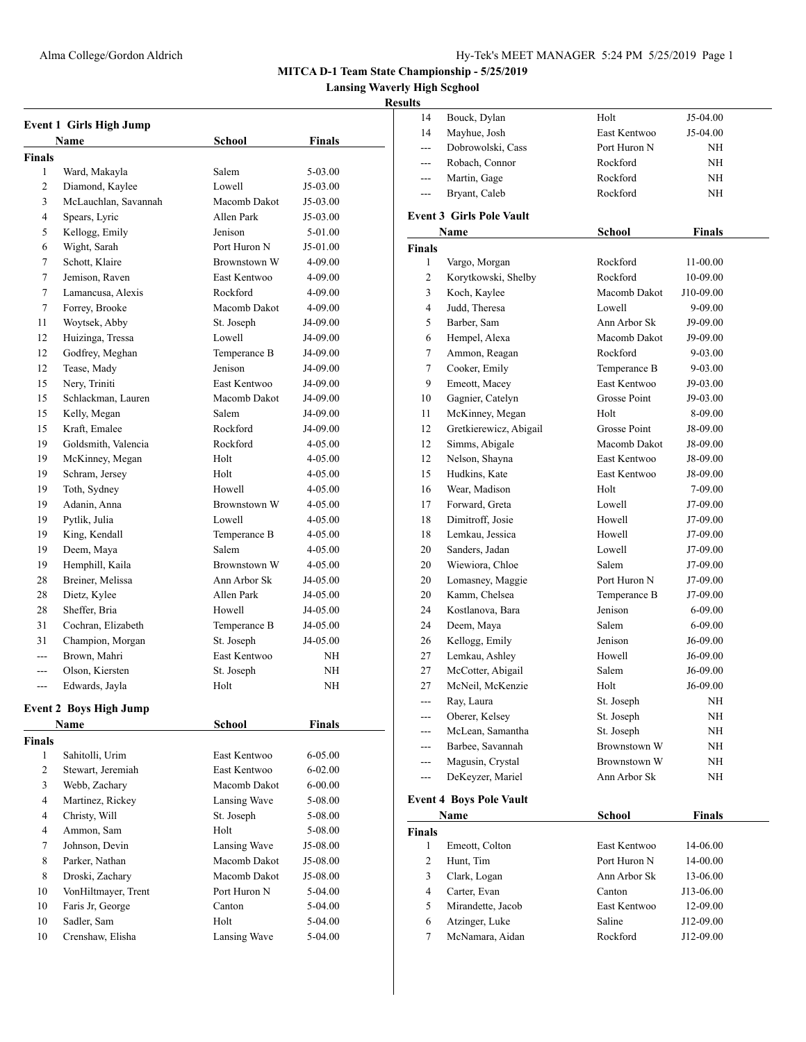**MITCA D-1 Team State Championship - 5/25/2019**

**Lansing Waverly High Scghool**

**Results**

### Event 1 Girls High Jump

| | Name | School | Finals |
|---|---|---|---|
| **Finals** | | | |
| 1 | Ward, Makayla | Salem | 5-03.00 |
| 2 | Diamond, Kaylee | Lowell | J5-03.00 |
| 3 | McLauchlan, Savannah | Macomb Dakot | J5-03.00 |
| 4 | Spears, Lyric | Allen Park | J5-03.00 |
| 5 | Kellogg, Emily | Jenison | 5-01.00 |
| 6 | Wight, Sarah | Port Huron N | J5-01.00 |
| 7 | Schott, Klaire | Brownstown W | 4-09.00 |
| 7 | Jemison, Raven | East Kentwoo | 4-09.00 |
| 7 | Lamancusa, Alexis | Rockford | 4-09.00 |
| 7 | Forrey, Brooke | Macomb Dakot | 4-09.00 |
| 11 | Woytsek, Abby | St. Joseph | J4-09.00 |
| 12 | Huizinga, Tressa | Lowell | J4-09.00 |
| 12 | Godfrey, Meghan | Temperance B | J4-09.00 |
| 12 | Tease, Mady | Jenison | J4-09.00 |
| 15 | Nery, Triniti | East Kentwoo | J4-09.00 |
| 15 | Schlackman, Lauren | Macomb Dakot | J4-09.00 |
| 15 | Kelly, Megan | Salem | J4-09.00 |
| 15 | Kraft, Emalee | Rockford | J4-09.00 |
| 19 | Goldsmith, Valencia | Rockford | 4-05.00 |
| 19 | McKinney, Megan | Holt | 4-05.00 |
| 19 | Schram, Jersey | Holt | 4-05.00 |
| 19 | Toth, Sydney | Howell | 4-05.00 |
| 19 | Adanin, Anna | Brownstown W | 4-05.00 |
| 19 | Pytlik, Julia | Lowell | 4-05.00 |
| 19 | King, Kendall | Temperance B | 4-05.00 |
| 19 | Deem, Maya | Salem | 4-05.00 |
| 19 | Hemphill, Kaila | Brownstown W | 4-05.00 |
| 28 | Breiner, Melissa | Ann Arbor Sk | J4-05.00 |
| 28 | Dietz, Kylee | Allen Park | J4-05.00 |
| 28 | Sheffer, Bria | Howell | J4-05.00 |
| 31 | Cochran, Elizabeth | Temperance B | J4-05.00 |
| 31 | Champion, Morgan | St. Joseph | J4-05.00 |
| --- | Brown, Mahri | East Kentwoo | NH |
| --- | Olson, Kiersten | St. Joseph | NH |
| --- | Edwards, Jayla | Holt | NH |

### Event 2 Boys High Jump

| | Name | School | Finals |
|---|---|---|---|
| **Finals** | | | |
| 1 | Sahitolli, Urim | East Kentwoo | 6-05.00 |
| 2 | Stewart, Jeremiah | East Kentwoo | 6-02.00 |
| 3 | Webb, Zachary | Macomb Dakot | 6-00.00 |
| 4 | Martinez, Rickey | Lansing Wave | 5-08.00 |
| 4 | Christy, Will | St. Joseph | 5-08.00 |
| 4 | Ammon, Sam | Holt | 5-08.00 |
| 7 | Johnson, Devin | Lansing Wave | J5-08.00 |
| 8 | Parker, Nathan | Macomb Dakot | J5-08.00 |
| 8 | Droski, Zachary | Macomb Dakot | J5-08.00 |
| 10 | VonHiltmayer, Trent | Port Huron N | 5-04.00 |
| 10 | Faris Jr, George | Canton | 5-04.00 |
| 10 | Sadler, Sam | Holt | 5-04.00 |
| 10 | Crenshaw, Elisha | Lansing Wave | 5-04.00 |
| 14 | Bouck, Dylan | Holt | J5-04.00 |
| 14 | Mayhue, Josh | East Kentwoo | J5-04.00 |
| --- | Dobrowolski, Cass | Port Huron N | NH |
| --- | Robach, Connor | Rockford | NH |
| --- | Martin, Gage | Rockford | NH |
| --- | Bryant, Caleb | Rockford | NH |

### Event 3 Girls Pole Vault

| | Name | School | Finals |
|---|---|---|---|
| **Finals** | | | |
| 1 | Vargo, Morgan | Rockford | 11-00.00 |
| 2 | Korytkowski, Shelby | Rockford | 10-09.00 |
| 3 | Koch, Kaylee | Macomb Dakot | J10-09.00 |
| 4 | Judd, Theresa | Lowell | 9-09.00 |
| 5 | Barber, Sam | Ann Arbor Sk | J9-09.00 |
| 6 | Hempel, Alexa | Macomb Dakot | J9-09.00 |
| 7 | Ammon, Reagan | Rockford | 9-03.00 |
| 7 | Cooker, Emily | Temperance B | 9-03.00 |
| 9 | Emeott, Macey | East Kentwoo | J9-03.00 |
| 10 | Gagnier, Catelyn | Grosse Point | J9-03.00 |
| 11 | McKinney, Megan | Holt | 8-09.00 |
| 12 | Gretkierewicz, Abigail | Grosse Point | J8-09.00 |
| 12 | Simms, Abigale | Macomb Dakot | J8-09.00 |
| 12 | Nelson, Shayna | East Kentwoo | J8-09.00 |
| 15 | Hudkins, Kate | East Kentwoo | J8-09.00 |
| 16 | Wear, Madison | Holt | 7-09.00 |
| 17 | Forward, Greta | Lowell | J7-09.00 |
| 18 | Dimitroff, Josie | Howell | J7-09.00 |
| 18 | Lemkau, Jessica | Howell | J7-09.00 |
| 20 | Sanders, Jadan | Lowell | J7-09.00 |
| 20 | Wiewiora, Chloe | Salem | J7-09.00 |
| 20 | Lomasney, Maggie | Port Huron N | J7-09.00 |
| 20 | Kamm, Chelsea | Temperance B | J7-09.00 |
| 24 | Kostlanova, Bara | Jenison | 6-09.00 |
| 24 | Deem, Maya | Salem | 6-09.00 |
| 26 | Kellogg, Emily | Jenison | J6-09.00 |
| 27 | Lemkau, Ashley | Howell | J6-09.00 |
| 27 | McCotter, Abigail | Salem | J6-09.00 |
| 27 | McNeil, McKenzie | Holt | J6-09.00 |
| --- | Ray, Laura | St. Joseph | NH |
| --- | Oberer, Kelsey | St. Joseph | NH |
| --- | McLean, Samantha | St. Joseph | NH |
| --- | Barbee, Savannah | Brownstown W | NH |
| --- | Magusin, Crystal | Brownstown W | NH |
| --- | DeKeyzer, Mariel | Ann Arbor Sk | NH |

### Event 4 Boys Pole Vault

| | Name | School | Finals |
|---|---|---|---|
| **Finals** | | | |
| 1 | Emeott, Colton | East Kentwoo | 14-06.00 |
| 2 | Hunt, Tim | Port Huron N | 14-00.00 |
| 3 | Clark, Logan | Ann Arbor Sk | 13-06.00 |
| 4 | Carter, Evan | Canton | J13-06.00 |
| 5 | Mirandette, Jacob | East Kentwoo | 12-09.00 |
| 6 | Atzinger, Luke | Saline | J12-09.00 |
| 7 | McNamara, Aidan | Rockford | J12-09.00 |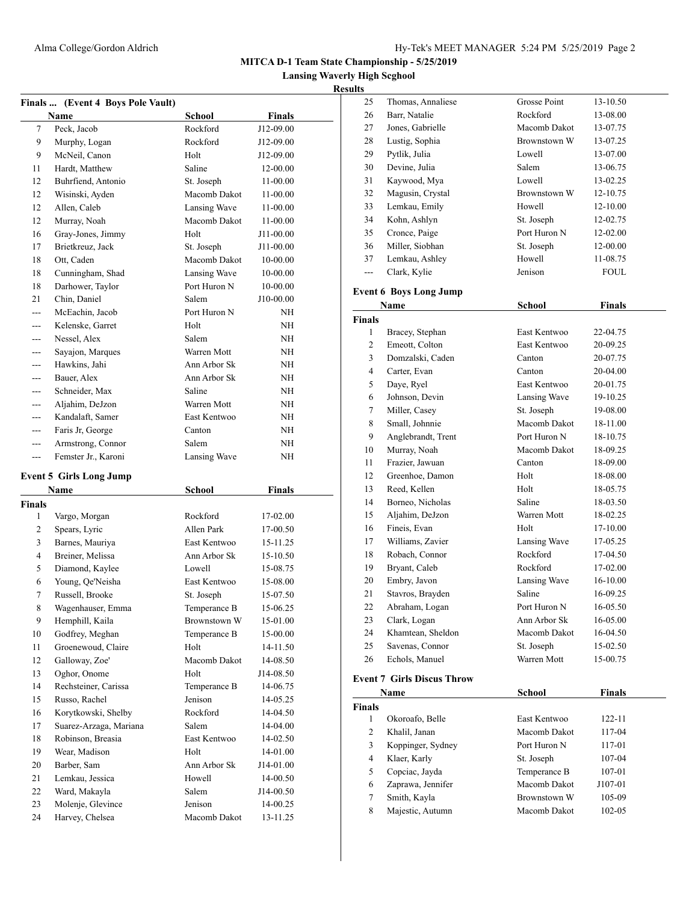# MITCA D-1 Team State Championship - 5/25/2019

## Lansing Waverly High Scghool

### Results

**Finals ... (Event 4 Boys Pole Vault)**

| | Name | School | Finals |
|---|---|---|---|
| 7 | Peck, Jacob | Rockford | J12-09.00 |
| 9 | Murphy, Logan | Rockford | J12-09.00 |
| 9 | McNeil, Canon | Holt | J12-09.00 |
| 11 | Hardt, Matthew | Saline | 12-00.00 |
| 12 | Buhrfiend, Antonio | St. Joseph | 11-00.00 |
| 12 | Wisinski, Ayden | Macomb Dakot | 11-00.00 |
| 12 | Allen, Caleb | Lansing Wave | 11-00.00 |
| 12 | Murray, Noah | Macomb Dakot | 11-00.00 |
| 16 | Gray-Jones, Jimmy | Holt | J11-00.00 |
| 17 | Brietkreuz, Jack | St. Joseph | J11-00.00 |
| 18 | Ott, Caden | Macomb Dakot | 10-00.00 |
| 18 | Cunningham, Shad | Lansing Wave | 10-00.00 |
| 18 | Darhower, Taylor | Port Huron N | 10-00.00 |
| 21 | Chin, Daniel | Salem | J10-00.00 |
| --- | McEachin, Jacob | Port Huron N | NH |
| --- | Kelenske, Garret | Holt | NH |
| --- | Nessel, Alex | Salem | NH |
| --- | Sayajon, Marques | Warren Mott | NH |
| --- | Hawkins, Jahi | Ann Arbor Sk | NH |
| --- | Bauer, Alex | Ann Arbor Sk | NH |
| --- | Schneider, Max | Saline | NH |
| --- | Aljahim, DeJzon | Warren Mott | NH |
| --- | Kandalaft, Samer | East Kentwoo | NH |
| --- | Faris Jr, George | Canton | NH |
| --- | Armstrong, Connor | Salem | NH |
| --- | Femster Jr., Karoni | Lansing Wave | NH |

**Event 5 Girls Long Jump**

| | Name | School | Finals |
|---|---|---|---|
| **Finals** | | | |
| 1 | Vargo, Morgan | Rockford | 17-02.00 |
| 2 | Spears, Lyric | Allen Park | 17-00.50 |
| 3 | Barnes, Mauriya | East Kentwoo | 15-11.25 |
| 4 | Breiner, Melissa | Ann Arbor Sk | 15-10.50 |
| 5 | Diamond, Kaylee | Lowell | 15-08.75 |
| 6 | Young, Qe'Neisha | East Kentwoo | 15-08.00 |
| 7 | Russell, Brooke | St. Joseph | 15-07.50 |
| 8 | Wagenhauser, Emma | Temperance B | 15-06.25 |
| 9 | Hemphill, Kaila | Brownstown W | 15-01.00 |
| 10 | Godfrey, Meghan | Temperance B | 15-00.00 |
| 11 | Groenewoud, Claire | Holt | 14-11.50 |
| 12 | Galloway, Zoe' | Macomb Dakot | 14-08.50 |
| 13 | Oghor, Onome | Holt | J14-08.50 |
| 14 | Rechsteiner, Carissa | Temperance B | 14-06.75 |
| 15 | Russo, Rachel | Jenison | 14-05.25 |
| 16 | Korytkowski, Shelby | Rockford | 14-04.50 |
| 17 | Suarez-Arzaga, Mariana | Salem | 14-04.00 |
| 18 | Robinson, Breasia | East Kentwoo | 14-02.50 |
| 19 | Wear, Madison | Holt | 14-01.00 |
| 20 | Barber, Sam | Ann Arbor Sk | J14-01.00 |
| 21 | Lemkau, Jessica | Howell | 14-00.50 |
| 22 | Ward, Makayla | Salem | J14-00.50 |
| 23 | Molenje, Glevince | Jenison | 14-00.25 |
| 24 | Harvey, Chelsea | Macomb Dakot | 13-11.25 |
| 25 | Thomas, Annaliese | Grosse Point | 13-10.50 |
| 26 | Barr, Natalie | Rockford | 13-08.00 |
| 27 | Jones, Gabrielle | Macomb Dakot | 13-07.75 |
| 28 | Lustig, Sophia | Brownstown W | 13-07.25 |
| 29 | Pytlik, Julia | Lowell | 13-07.00 |
| 30 | Devine, Julia | Salem | 13-06.75 |
| 31 | Kaywood, Mya | Lowell | 13-02.25 |
| 32 | Magusin, Crystal | Brownstown W | 12-10.75 |
| 33 | Lemkau, Emily | Howell | 12-10.00 |
| 34 | Kohn, Ashlyn | St. Joseph | 12-02.75 |
| 35 | Cronce, Paige | Port Huron N | 12-02.00 |
| 36 | Miller, Siobhan | St. Joseph | 12-00.00 |
| 37 | Lemkau, Ashley | Howell | 11-08.75 |
| --- | Clark, Kylie | Jenison | FOUL |

**Event 6 Boys Long Jump**

| | Name | School | Finals |
|---|---|---|---|
| **Finals** | | | |
| 1 | Bracey, Stephan | East Kentwoo | 22-04.75 |
| 2 | Emeott, Colton | East Kentwoo | 20-09.25 |
| 3 | Domzalski, Caden | Canton | 20-07.75 |
| 4 | Carter, Evan | Canton | 20-04.00 |
| 5 | Daye, Ryel | East Kentwoo | 20-01.75 |
| 6 | Johnson, Devin | Lansing Wave | 19-10.25 |
| 7 | Miller, Casey | St. Joseph | 19-08.00 |
| 8 | Small, Johnnie | Macomb Dakot | 18-11.00 |
| 9 | Anglebrandt, Trent | Port Huron N | 18-10.75 |
| 10 | Murray, Noah | Macomb Dakot | 18-09.25 |
| 11 | Frazier, Jawuan | Canton | 18-09.00 |
| 12 | Greenhoe, Damon | Holt | 18-08.00 |
| 13 | Reed, Kellen | Holt | 18-05.75 |
| 14 | Borneo, Nicholas | Saline | 18-03.50 |
| 15 | Aljahim, DeJzon | Warren Mott | 18-02.25 |
| 16 | Fineis, Evan | Holt | 17-10.00 |
| 17 | Williams, Zavier | Lansing Wave | 17-05.25 |
| 18 | Robach, Connor | Rockford | 17-04.50 |
| 19 | Bryant, Caleb | Rockford | 17-02.00 |
| 20 | Embry, Javon | Lansing Wave | 16-10.00 |
| 21 | Stavros, Brayden | Saline | 16-09.25 |
| 22 | Abraham, Logan | Port Huron N | 16-05.50 |
| 23 | Clark, Logan | Ann Arbor Sk | 16-05.00 |
| 24 | Khamtean, Sheldon | Macomb Dakot | 16-04.50 |
| 25 | Savenas, Connor | St. Joseph | 15-02.50 |
| 26 | Echols, Manuel | Warren Mott | 15-00.75 |

**Event 7 Girls Discus Throw**

| | Name | School | Finals |
|---|---|---|---|
| **Finals** | | | |
| 1 | Okoroafo, Belle | East Kentwoo | 122-11 |
| 2 | Khalil, Janan | Macomb Dakot | 117-04 |
| 3 | Koppinger, Sydney | Port Huron N | 117-01 |
| 4 | Klaer, Karly | St. Joseph | 107-04 |
| 5 | Copciac, Jayda | Temperance B | 107-01 |
| 6 | Zaprawa, Jennifer | Macomb Dakot | J107-01 |
| 7 | Smith, Kayla | Brownstown W | 105-09 |
| 8 | Majestic, Autumn | Macomb Dakot | 102-05 |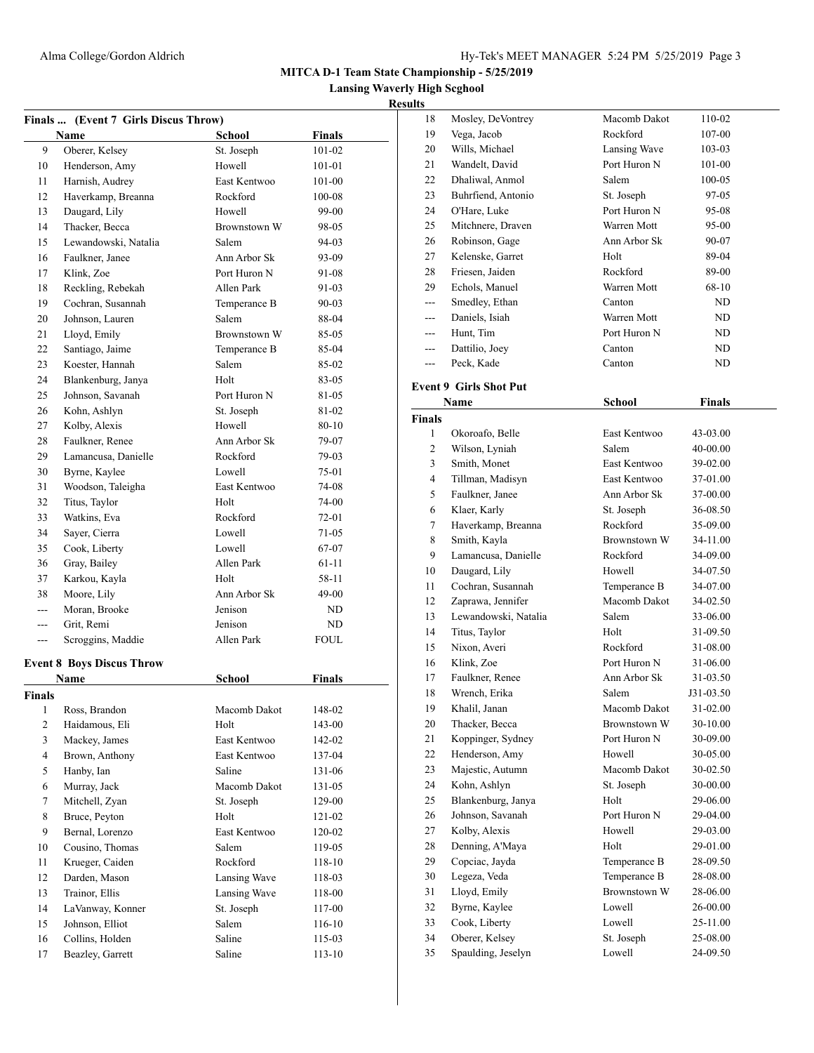# MITCA D-1 Team State Championship - 5/25/2019

## Lansing Waverly High Scghool

### Results

**Finals ... (Event 7 Girls Discus Throw)**

| | Name | School | Finals |
|---|---|---|---|
| 9 | Oberer, Kelsey | St. Joseph | 101-02 |
| 10 | Henderson, Amy | Howell | 101-01 |
| 11 | Harnish, Audrey | East Kentwoo | 101-00 |
| 12 | Haverkamp, Breanna | Rockford | 100-08 |
| 13 | Daugard, Lily | Howell | 99-00 |
| 14 | Thacker, Becca | Brownstown W | 98-05 |
| 15 | Lewandowski, Natalia | Salem | 94-03 |
| 16 | Faulkner, Janee | Ann Arbor Sk | 93-09 |
| 17 | Klink, Zoe | Port Huron N | 91-08 |
| 18 | Reckling, Rebekah | Allen Park | 91-03 |
| 19 | Cochran, Susannah | Temperance B | 90-03 |
| 20 | Johnson, Lauren | Salem | 88-04 |
| 21 | Lloyd, Emily | Brownstown W | 85-05 |
| 22 | Santiago, Jaime | Temperance B | 85-04 |
| 23 | Koester, Hannah | Salem | 85-02 |
| 24 | Blankenburg, Janya | Holt | 83-05 |
| 25 | Johnson, Savanah | Port Huron N | 81-05 |
| 26 | Kohn, Ashlyn | St. Joseph | 81-02 |
| 27 | Kolby, Alexis | Howell | 80-10 |
| 28 | Faulkner, Renee | Ann Arbor Sk | 79-07 |
| 29 | Lamancusa, Danielle | Rockford | 79-03 |
| 30 | Byrne, Kaylee | Lowell | 75-01 |
| 31 | Woodson, Taleigha | East Kentwoo | 74-08 |
| 32 | Titus, Taylor | Holt | 74-00 |
| 33 | Watkins, Eva | Rockford | 72-01 |
| 34 | Sayer, Cierra | Lowell | 71-05 |
| 35 | Cook, Liberty | Lowell | 67-07 |
| 36 | Gray, Bailey | Allen Park | 61-11 |
| 37 | Karkou, Kayla | Holt | 58-11 |
| 38 | Moore, Lily | Ann Arbor Sk | 49-00 |
| --- | Moran, Brooke | Jenison | ND |
| --- | Grit, Remi | Jenison | ND |
| --- | Scroggins, Maddie | Allen Park | FOUL |

**Event 8 Boys Discus Throw**

**Finals**

| | Name | School | Finals |
|---|---|---|---|
| 1 | Ross, Brandon | Macomb Dakot | 148-02 |
| 2 | Haidamous, Eli | Holt | 143-00 |
| 3 | Mackey, James | East Kentwoo | 142-02 |
| 4 | Brown, Anthony | East Kentwoo | 137-04 |
| 5 | Hanby, Ian | Saline | 131-06 |
| 6 | Murray, Jack | Macomb Dakot | 131-05 |
| 7 | Mitchell, Zyan | St. Joseph | 129-00 |
| 8 | Bruce, Peyton | Holt | 121-02 |
| 9 | Bernal, Lorenzo | East Kentwoo | 120-02 |
| 10 | Cousino, Thomas | Salem | 119-05 |
| 11 | Krueger, Caiden | Rockford | 118-10 |
| 12 | Darden, Mason | Lansing Wave | 118-03 |
| 13 | Trainor, Ellis | Lansing Wave | 118-00 |
| 14 | LaVanway, Konner | St. Joseph | 117-00 |
| 15 | Johnson, Elliot | Salem | 116-10 |
| 16 | Collins, Holden | Saline | 115-03 |
| 17 | Beazley, Garrett | Saline | 113-10 |
| 18 | Mosley, DeVontrey | Macomb Dakot | 110-02 |
| 19 | Vega, Jacob | Rockford | 107-00 |
| 20 | Wills, Michael | Lansing Wave | 103-03 |
| 21 | Wandelt, David | Port Huron N | 101-00 |
| 22 | Dhaliwal, Anmol | Salem | 100-05 |
| 23 | Buhrfiend, Antonio | St. Joseph | 97-05 |
| 24 | O'Hare, Luke | Port Huron N | 95-08 |
| 25 | Mitchnere, Draven | Warren Mott | 95-00 |
| 26 | Robinson, Gage | Ann Arbor Sk | 90-07 |
| 27 | Kelenske, Garret | Holt | 89-04 |
| 28 | Friesen, Jaiden | Rockford | 89-00 |
| 29 | Echols, Manuel | Warren Mott | 68-10 |
| --- | Smedley, Ethan | Canton | ND |
| --- | Daniels, Isiah | Warren Mott | ND |
| --- | Hunt, Tim | Port Huron N | ND |
| --- | Dattilio, Joey | Canton | ND |
| --- | Peck, Kade | Canton | ND |

**Event 9 Girls Shot Put**

**Finals**

| | Name | School | Finals |
|---|---|---|---|
| 1 | Okoroafo, Belle | East Kentwoo | 43-03.00 |
| 2 | Wilson, Lyniah | Salem | 40-00.00 |
| 3 | Smith, Monet | East Kentwoo | 39-02.00 |
| 4 | Tillman, Madisyn | East Kentwoo | 37-01.00 |
| 5 | Faulkner, Janee | Ann Arbor Sk | 37-00.00 |
| 6 | Klaer, Karly | St. Joseph | 36-08.50 |
| 7 | Haverkamp, Breanna | Rockford | 35-09.00 |
| 8 | Smith, Kayla | Brownstown W | 34-11.00 |
| 9 | Lamancusa, Danielle | Rockford | 34-09.00 |
| 10 | Daugard, Lily | Howell | 34-07.50 |
| 11 | Cochran, Susannah | Temperance B | 34-07.00 |
| 12 | Zaprawa, Jennifer | Macomb Dakot | 34-02.50 |
| 13 | Lewandowski, Natalia | Salem | 33-06.00 |
| 14 | Titus, Taylor | Holt | 31-09.50 |
| 15 | Nixon, Averi | Rockford | 31-08.00 |
| 16 | Klink, Zoe | Port Huron N | 31-06.00 |
| 17 | Faulkner, Renee | Ann Arbor Sk | 31-03.50 |
| 18 | Wrench, Erika | Salem | J31-03.50 |
| 19 | Khalil, Janan | Macomb Dakot | 31-02.00 |
| 20 | Thacker, Becca | Brownstown W | 30-10.00 |
| 21 | Koppinger, Sydney | Port Huron N | 30-09.00 |
| 22 | Henderson, Amy | Howell | 30-05.00 |
| 23 | Majestic, Autumn | Macomb Dakot | 30-02.50 |
| 24 | Kohn, Ashlyn | St. Joseph | 30-00.00 |
| 25 | Blankenburg, Janya | Holt | 29-06.00 |
| 26 | Johnson, Savanah | Port Huron N | 29-04.00 |
| 27 | Kolby, Alexis | Howell | 29-03.00 |
| 28 | Denning, A'Maya | Holt | 29-01.00 |
| 29 | Copciac, Jayda | Temperance B | 28-09.50 |
| 30 | Legeza, Veda | Temperance B | 28-08.00 |
| 31 | Lloyd, Emily | Brownstown W | 28-06.00 |
| 32 | Byrne, Kaylee | Lowell | 26-00.00 |
| 33 | Cook, Liberty | Lowell | 25-11.00 |
| 34 | Oberer, Kelsey | St. Joseph | 25-08.00 |
| 35 | Spaulding, Jeselyn | Lowell | 24-09.50 |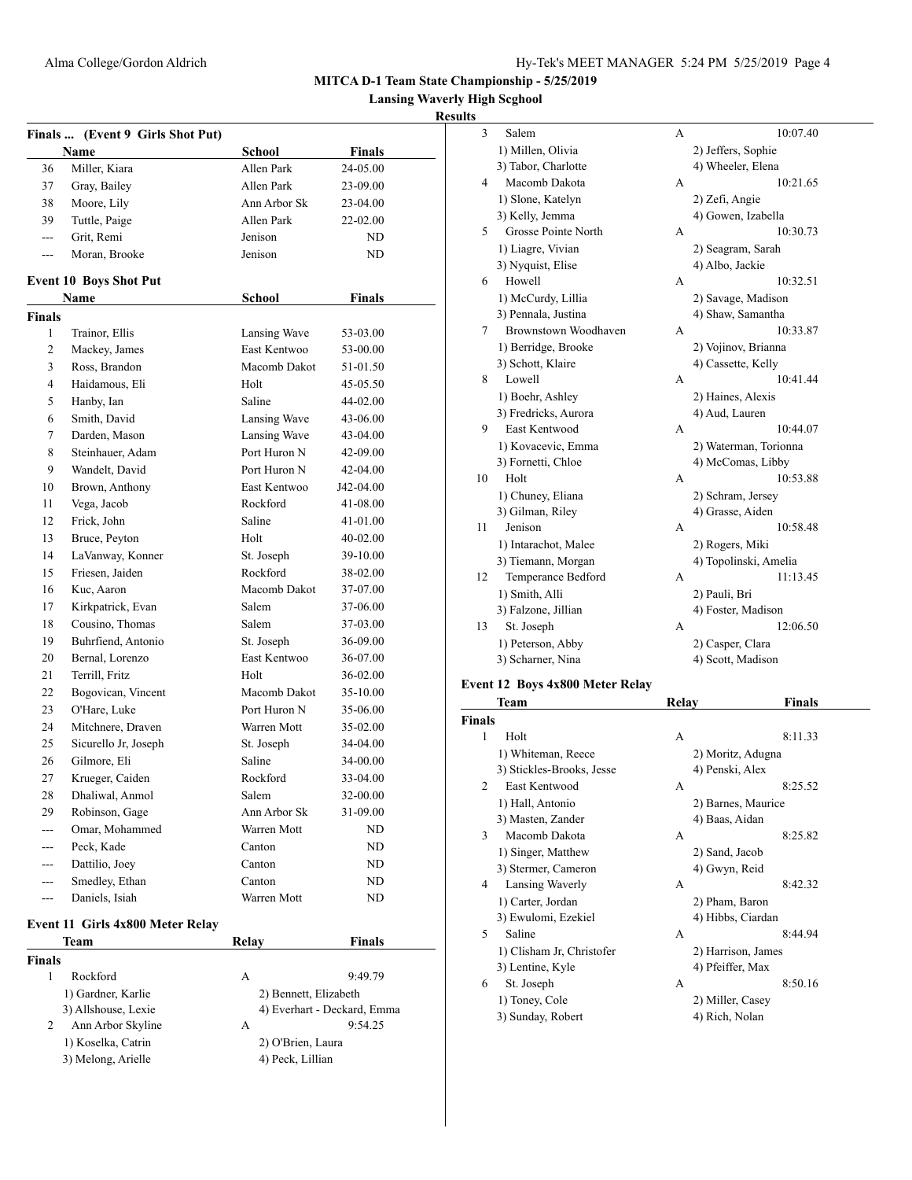**MITCA D-1 Team State Championship - 5/25/2019**

**Lansing Waverly High Scghool**

**Results**

### Finals ... (Event 9 Girls Shot Put)

| | Name | School | Finals |
|---|---|---|---|
| 36 | Miller, Kiara | Allen Park | 24-05.00 |
| 37 | Gray, Bailey | Allen Park | 23-09.00 |
| 38 | Moore, Lily | Ann Arbor Sk | 23-04.00 |
| 39 | Tuttle, Paige | Allen Park | 22-02.00 |
| --- | Grit, Remi | Jenison | ND |
| --- | Moran, Brooke | Jenison | ND |

### Event 10 Boys Shot Put

**Finals**

| | Name | School | Finals |
|---|---|---|---|
| 1 | Trainor, Ellis | Lansing Wave | 53-03.00 |
| 2 | Mackey, James | East Kentwoo | 53-00.00 |
| 3 | Ross, Brandon | Macomb Dakot | 51-01.50 |
| 4 | Haidamous, Eli | Holt | 45-05.50 |
| 5 | Hanby, Ian | Saline | 44-02.00 |
| 6 | Smith, David | Lansing Wave | 43-06.00 |
| 7 | Darden, Mason | Lansing Wave | 43-04.00 |
| 8 | Steinhauer, Adam | Port Huron N | 42-09.00 |
| 9 | Wandelt, David | Port Huron N | 42-04.00 |
| 10 | Brown, Anthony | East Kentwoo | J42-04.00 |
| 11 | Vega, Jacob | Rockford | 41-08.00 |
| 12 | Frick, John | Saline | 41-01.00 |
| 13 | Bruce, Peyton | Holt | 40-02.00 |
| 14 | LaVanway, Konner | St. Joseph | 39-10.00 |
| 15 | Friesen, Jaiden | Rockford | 38-02.00 |
| 16 | Kuc, Aaron | Macomb Dakot | 37-07.00 |
| 17 | Kirkpatrick, Evan | Salem | 37-06.00 |
| 18 | Cousino, Thomas | Salem | 37-03.00 |
| 19 | Buhrfiend, Antonio | St. Joseph | 36-09.00 |
| 20 | Bernal, Lorenzo | East Kentwoo | 36-07.00 |
| 21 | Terrill, Fritz | Holt | 36-02.00 |
| 22 | Bogovican, Vincent | Macomb Dakot | 35-10.00 |
| 23 | O'Hare, Luke | Port Huron N | 35-06.00 |
| 24 | Mitchnere, Draven | Warren Mott | 35-02.00 |
| 25 | Sicurello Jr, Joseph | St. Joseph | 34-04.00 |
| 26 | Gilmore, Eli | Saline | 34-00.00 |
| 27 | Krueger, Caiden | Rockford | 33-04.00 |
| 28 | Dhaliwal, Anmol | Salem | 32-00.00 |
| 29 | Robinson, Gage | Ann Arbor Sk | 31-09.00 |
| --- | Omar, Mohammed | Warren Mott | ND |
| --- | Peck, Kade | Canton | ND |
| --- | Dattilio, Joey | Canton | ND |
| --- | Smedley, Ethan | Canton | ND |
| --- | Daniels, Isiah | Warren Mott | ND |

### Event 11 Girls 4x800 Meter Relay

**Finals**

| | Team | Relay | Finals |
|---|---|---|---|
| 1 | Rockford | A | 9:49.79 |
| | 1) Gardner, Karlie | 2) Bennett, Elizabeth | |
| | 3) Allshouse, Lexie | 4) Everhart - Deckard, Emma | |
| 2 | Ann Arbor Skyline | A | 9:54.25 |
| | 1) Koselka, Catrin | 2) O'Brien, Laura | |
| | 3) Melong, Arielle | 4) Peck, Lillian | |
| 3 | Salem | A | 10:07.40 |
| | 1) Millen, Olivia | 2) Jeffers, Sophie | |
| | 3) Tabor, Charlotte | 4) Wheeler, Elena | |
| 4 | Macomb Dakota | A | 10:21.65 |
| | 1) Slone, Katelyn | 2) Zefi, Angie | |
| | 3) Kelly, Jemma | 4) Gowen, Izabella | |
| 5 | Grosse Pointe North | A | 10:30.73 |
| | 1) Liagre, Vivian | 2) Seagram, Sarah | |
| | 3) Nyquist, Elise | 4) Albo, Jackie | |
| 6 | Howell | A | 10:32.51 |
| | 1) McCurdy, Lillia | 2) Savage, Madison | |
| | 3) Pennala, Justina | 4) Shaw, Samantha | |
| 7 | Brownstown Woodhaven | A | 10:33.87 |
| | 1) Berridge, Brooke | 2) Vojinov, Brianna | |
| | 3) Schott, Klaire | 4) Cassette, Kelly | |
| 8 | Lowell | A | 10:41.44 |
| | 1) Boehr, Ashley | 2) Haines, Alexis | |
| | 3) Fredricks, Aurora | 4) Aud, Lauren | |
| 9 | East Kentwood | A | 10:44.07 |
| | 1) Kovacevic, Emma | 2) Waterman, Torionna | |
| | 3) Fornetti, Chloe | 4) McComas, Libby | |
| 10 | Holt | A | 10:53.88 |
| | 1) Chuney, Eliana | 2) Schram, Jersey | |
| | 3) Gilman, Riley | 4) Grasse, Aiden | |
| 11 | Jenison | A | 10:58.48 |
| | 1) Intarachot, Malee | 2) Rogers, Miki | |
| | 3) Tiemann, Morgan | 4) Topolinski, Amelia | |
| 12 | Temperance Bedford | A | 11:13.45 |
| | 1) Smith, Alli | 2) Pauli, Bri | |
| | 3) Falzone, Jillian | 4) Foster, Madison | |
| 13 | St. Joseph | A | 12:06.50 |
| | 1) Peterson, Abby | 2) Casper, Clara | |
| | 3) Scharner, Nina | 4) Scott, Madison | |

### Event 12 Boys 4x800 Meter Relay

**Finals**

| | Team | Relay | Finals |
|---|---|---|---|
| 1 | Holt | A | 8:11.33 |
| | 1) Whiteman, Reece | 2) Moritz, Adugna | |
| | 3) Stickles-Brooks, Jesse | 4) Penski, Alex | |
| 2 | East Kentwood | A | 8:25.52 |
| | 1) Hall, Antonio | 2) Barnes, Maurice | |
| | 3) Masten, Zander | 4) Baas, Aidan | |
| 3 | Macomb Dakota | A | 8:25.82 |
| | 1) Singer, Matthew | 2) Sand, Jacob | |
| | 3) Stermer, Cameron | 4) Gwyn, Reid | |
| 4 | Lansing Waverly | A | 8:42.32 |
| | 1) Carter, Jordan | 2) Pham, Baron | |
| | 3) Ewulomi, Ezekiel | 4) Hibbs, Ciardan | |
| 5 | Saline | A | 8:44.94 |
| | 1) Clisham Jr, Christofer | 2) Harrison, James | |
| | 3) Lentine, Kyle | 4) Pfeiffer, Max | |
| 6 | St. Joseph | A | 8:50.16 |
| | 1) Toney, Cole | 2) Miller, Casey | |
| | 3) Sunday, Robert | 4) Rich, Nolan | |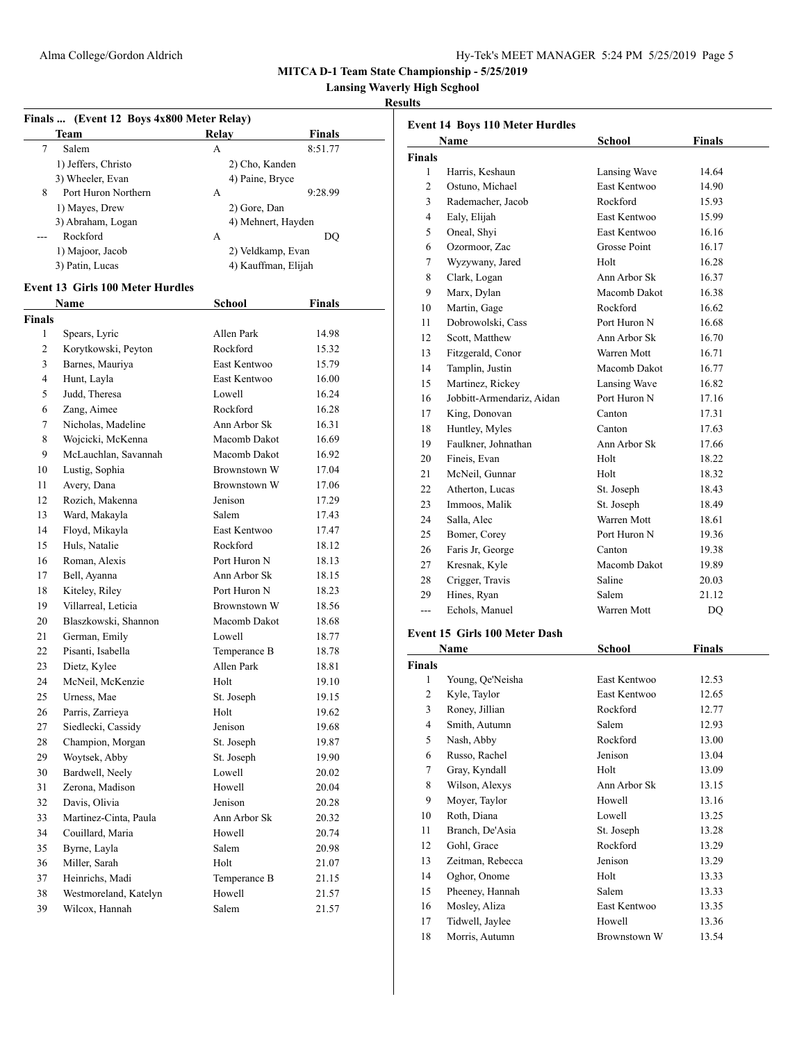**MITCA D-1 Team State Championship - 5/25/2019**

**Lansing Waverly High Scghool**

**Results**

### Finals ... (Event 12 Boys 4x800 Meter Relay)

| | Team | Relay | Finals |
|---|---|---|---|
| 7 | Salem | A | 8:51.77 |
| | 1) Jeffers, Christo | 2) Cho, Kanden | |
| | 3) Wheeler, Evan | 4) Paine, Bryce | |
| 8 | Port Huron Northern | A | 9:28.99 |
| | 1) Mayes, Drew | 2) Gore, Dan | |
| | 3) Abraham, Logan | 4) Mehnert, Hayden | |
| --- | Rockford | A | DQ |
| | 1) Majoor, Jacob | 2) Veldkamp, Evan | |
| | 3) Patin, Lucas | 4) Kauffman, Elijah | |

### Event 13 Girls 100 Meter Hurdles

| | Name | School | Finals |
|---|---|---|---|
| **Finals** | | | |
| 1 | Spears, Lyric | Allen Park | 14.98 |
| 2 | Korytkowski, Peyton | Rockford | 15.32 |
| 3 | Barnes, Mauriya | East Kentwoo | 15.79 |
| 4 | Hunt, Layla | East Kentwoo | 16.00 |
| 5 | Judd, Theresa | Lowell | 16.24 |
| 6 | Zang, Aimee | Rockford | 16.28 |
| 7 | Nicholas, Madeline | Ann Arbor Sk | 16.31 |
| 8 | Wojcicki, McKenna | Macomb Dakot | 16.69 |
| 9 | McLauchlan, Savannah | Macomb Dakot | 16.92 |
| 10 | Lustig, Sophia | Brownstown W | 17.04 |
| 11 | Avery, Dana | Brownstown W | 17.06 |
| 12 | Rozich, Makenna | Jenison | 17.29 |
| 13 | Ward, Makayla | Salem | 17.43 |
| 14 | Floyd, Mikayla | East Kentwoo | 17.47 |
| 15 | Huls, Natalie | Rockford | 18.12 |
| 16 | Roman, Alexis | Port Huron N | 18.13 |
| 17 | Bell, Ayanna | Ann Arbor Sk | 18.15 |
| 18 | Kiteley, Riley | Port Huron N | 18.23 |
| 19 | Villarreal, Leticia | Brownstown W | 18.56 |
| 20 | Blaszkowski, Shannon | Macomb Dakot | 18.68 |
| 21 | German, Emily | Lowell | 18.77 |
| 22 | Pisanti, Isabella | Temperance B | 18.78 |
| 23 | Dietz, Kylee | Allen Park | 18.81 |
| 24 | McNeil, McKenzie | Holt | 19.10 |
| 25 | Urness, Mae | St. Joseph | 19.15 |
| 26 | Parris, Zarrieya | Holt | 19.62 |
| 27 | Siedlecki, Cassidy | Jenison | 19.68 |
| 28 | Champion, Morgan | St. Joseph | 19.87 |
| 29 | Woytsek, Abby | St. Joseph | 19.90 |
| 30 | Bardwell, Neely | Lowell | 20.02 |
| 31 | Zerona, Madison | Howell | 20.04 |
| 32 | Davis, Olivia | Jenison | 20.28 |
| 33 | Martinez-Cinta, Paula | Ann Arbor Sk | 20.32 |
| 34 | Couillard, Maria | Howell | 20.74 |
| 35 | Byrne, Layla | Salem | 20.98 |
| 36 | Miller, Sarah | Holt | 21.07 |
| 37 | Heinrichs, Madi | Temperance B | 21.15 |
| 38 | Westmoreland, Katelyn | Howell | 21.57 |
| 39 | Wilcox, Hannah | Salem | 21.57 |

### Event 14 Boys 110 Meter Hurdles

| | Name | School | Finals |
|---|---|---|---|
| **Finals** | | | |
| 1 | Harris, Keshaun | Lansing Wave | 14.64 |
| 2 | Ostuno, Michael | East Kentwoo | 14.90 |
| 3 | Rademacher, Jacob | Rockford | 15.93 |
| 4 | Ealy, Elijah | East Kentwoo | 15.99 |
| 5 | Oneal, Shyi | East Kentwoo | 16.16 |
| 6 | Ozormoor, Zac | Grosse Point | 16.17 |
| 7 | Wyzywany, Jared | Holt | 16.28 |
| 8 | Clark, Logan | Ann Arbor Sk | 16.37 |
| 9 | Marx, Dylan | Macomb Dakot | 16.38 |
| 10 | Martin, Gage | Rockford | 16.62 |
| 11 | Dobrowolski, Cass | Port Huron N | 16.68 |
| 12 | Scott, Matthew | Ann Arbor Sk | 16.70 |
| 13 | Fitzgerald, Conor | Warren Mott | 16.71 |
| 14 | Tamplin, Justin | Macomb Dakot | 16.77 |
| 15 | Martinez, Rickey | Lansing Wave | 16.82 |
| 16 | Jobbitt-Armendariz, Aidan | Port Huron N | 17.16 |
| 17 | King, Donovan | Canton | 17.31 |
| 18 | Huntley, Myles | Canton | 17.63 |
| 19 | Faulkner, Johnathan | Ann Arbor Sk | 17.66 |
| 20 | Fineis, Evan | Holt | 18.22 |
| 21 | McNeil, Gunnar | Holt | 18.32 |
| 22 | Atherton, Lucas | St. Joseph | 18.43 |
| 23 | Immoos, Malik | St. Joseph | 18.49 |
| 24 | Salla, Alec | Warren Mott | 18.61 |
| 25 | Bomer, Corey | Port Huron N | 19.36 |
| 26 | Faris Jr, George | Canton | 19.38 |
| 27 | Kresnak, Kyle | Macomb Dakot | 19.89 |
| 28 | Crigger, Travis | Saline | 20.03 |
| 29 | Hines, Ryan | Salem | 21.12 |
| --- | Echols, Manuel | Warren Mott | DQ |

### Event 15 Girls 100 Meter Dash

| | Name | School | Finals |
|---|---|---|---|
| **Finals** | | | |
| 1 | Young, Qe'Neisha | East Kentwoo | 12.53 |
| 2 | Kyle, Taylor | East Kentwoo | 12.65 |
| 3 | Roney, Jillian | Rockford | 12.77 |
| 4 | Smith, Autumn | Salem | 12.93 |
| 5 | Nash, Abby | Rockford | 13.00 |
| 6 | Russo, Rachel | Jenison | 13.04 |
| 7 | Gray, Kyndall | Holt | 13.09 |
| 8 | Wilson, Alexys | Ann Arbor Sk | 13.15 |
| 9 | Moyer, Taylor | Howell | 13.16 |
| 10 | Roth, Diana | Lowell | 13.25 |
| 11 | Branch, De'Asia | St. Joseph | 13.28 |
| 12 | Gohl, Grace | Rockford | 13.29 |
| 13 | Zeitman, Rebecca | Jenison | 13.29 |
| 14 | Oghor, Onome | Holt | 13.33 |
| 15 | Pheeney, Hannah | Salem | 13.33 |
| 16 | Mosley, Aliza | East Kentwoo | 13.35 |
| 17 | Tidwell, Jaylee | Howell | 13.36 |
| 18 | Morris, Autumn | Brownstown W | 13.54 |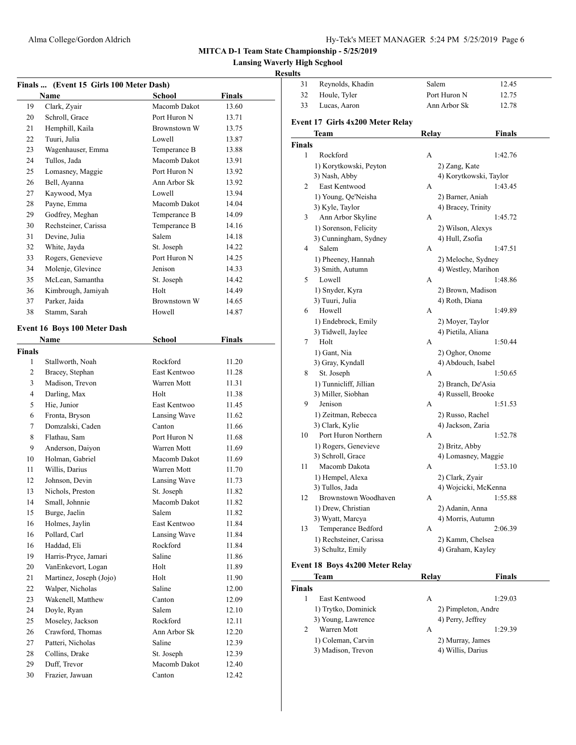**MITCA D-1 Team State Championship - 5/25/2019**

**Lansing Waverly High Scghool**

**Results**

### Finals ... (Event 15 Girls 100 Meter Dash)

| | Name | School | Finals |
|---|---|---|---|
| 19 | Clark, Zyair | Macomb Dakot | 13.60 |
| 20 | Schroll, Grace | Port Huron N | 13.71 |
| 21 | Hemphill, Kaila | Brownstown W | 13.75 |
| 22 | Tuuri, Julia | Lowell | 13.87 |
| 23 | Wagenhauser, Emma | Temperance B | 13.88 |
| 24 | Tullos, Jada | Macomb Dakot | 13.91 |
| 25 | Lomasney, Maggie | Port Huron N | 13.92 |
| 26 | Bell, Ayanna | Ann Arbor Sk | 13.92 |
| 27 | Kaywood, Mya | Lowell | 13.94 |
| 28 | Payne, Emma | Macomb Dakot | 14.04 |
| 29 | Godfrey, Meghan | Temperance B | 14.09 |
| 30 | Rechsteiner, Carissa | Temperance B | 14.16 |
| 31 | Devine, Julia | Salem | 14.18 |
| 32 | White, Jayda | St. Joseph | 14.22 |
| 33 | Rogers, Genevieve | Port Huron N | 14.25 |
| 34 | Molenje, Glevince | Jenison | 14.33 |
| 35 | McLean, Samantha | St. Joseph | 14.42 |
| 36 | Kimbrough, Jamiyah | Holt | 14.49 |
| 37 | Parker, Jaida | Brownstown W | 14.65 |
| 38 | Stamm, Sarah | Howell | 14.87 |

### Event 16 Boys 100 Meter Dash

| | Name | School | Finals |
|---|---|---|---|
| **Finals** | | | |
| 1 | Stallworth, Noah | Rockford | 11.20 |
| 2 | Bracey, Stephan | East Kentwoo | 11.28 |
| 3 | Madison, Trevon | Warren Mott | 11.31 |
| 4 | Darling, Max | Holt | 11.38 |
| 5 | Hie, Junior | East Kentwoo | 11.45 |
| 6 | Fronta, Bryson | Lansing Wave | 11.62 |
| 7 | Domzalski, Caden | Canton | 11.66 |
| 8 | Flathau, Sam | Port Huron N | 11.68 |
| 9 | Anderson, Daiyon | Warren Mott | 11.69 |
| 10 | Holman, Gabriel | Macomb Dakot | 11.69 |
| 11 | Willis, Darius | Warren Mott | 11.70 |
| 12 | Johnson, Devin | Lansing Wave | 11.73 |
| 13 | Nichols, Preston | St. Joseph | 11.82 |
| 14 | Small, Johnnie | Macomb Dakot | 11.82 |
| 15 | Burge, Jaelin | Salem | 11.82 |
| 16 | Holmes, Jaylin | East Kentwoo | 11.84 |
| 16 | Pollard, Carl | Lansing Wave | 11.84 |
| 16 | Haddad, Eli | Rockford | 11.84 |
| 19 | Harris-Pryce, Jamari | Saline | 11.86 |
| 20 | VanEnkevort, Logan | Holt | 11.89 |
| 21 | Martinez, Joseph (Jojo) | Holt | 11.90 |
| 22 | Walper, Nicholas | Saline | 12.00 |
| 23 | Wakenell, Matthew | Canton | 12.09 |
| 24 | Doyle, Ryan | Salem | 12.10 |
| 25 | Moseley, Jackson | Rockford | 12.11 |
| 26 | Crawford, Thomas | Ann Arbor Sk | 12.20 |
| 27 | Patteri, Nicholas | Saline | 12.39 |
| 28 | Collins, Drake | St. Joseph | 12.39 |
| 29 | Duff, Trevor | Macomb Dakot | 12.40 |
| 30 | Frazier, Jawuan | Canton | 12.42 |
| 31 | Reynolds, Khadin | Salem | 12.45 |
| 32 | Houle, Tyler | Port Huron N | 12.75 |
| 33 | Lucas, Aaron | Ann Arbor Sk | 12.78 |

### Event 17 Girls 4x200 Meter Relay

| | Team | Relay | Finals |
|---|---|---|---|
| **Finals** | | | |
| 1 | Rockford | A | 1:42.76 |
| | 1) Korytkowski, Peyton | 2) Zang, Kate | |
| | 3) Nash, Abby | 4) Korytkowski, Taylor | |
| 2 | East Kentwood | A | 1:43.45 |
| | 1) Young, Qe'Neisha | 2) Barner, Aniah | |
| | 3) Kyle, Taylor | 4) Bracey, Trinity | |
| 3 | Ann Arbor Skyline | A | 1:45.72 |
| | 1) Sorenson, Felicity | 2) Wilson, Alexys | |
| | 3) Cunningham, Sydney | 4) Hull, Zsofia | |
| 4 | Salem | A | 1:47.51 |
| | 1) Pheeney, Hannah | 2) Meloche, Sydney | |
| | 3) Smith, Autumn | 4) Westley, Marihon | |
| 5 | Lowell | A | 1:48.86 |
| | 1) Snyder, Kyra | 2) Brown, Madison | |
| | 3) Tuuri, Julia | 4) Roth, Diana | |
| 6 | Howell | A | 1:49.89 |
| | 1) Endebrock, Emily | 2) Moyer, Taylor | |
| | 3) Tidwell, Jaylee | 4) Pietila, Aliana | |
| 7 | Holt | A | 1:50.44 |
| | 1) Gant, Nia | 2) Oghor, Onome | |
| | 3) Gray, Kyndall | 4) Abdouch, Isabel | |
| 8 | St. Joseph | A | 1:50.65 |
| | 1) Tunnicliff, Jillian | 2) Branch, De'Asia | |
| | 3) Miller, Siobhan | 4) Russell, Brooke | |
| 9 | Jenison | A | 1:51.53 |
| | 1) Zeitman, Rebecca | 2) Russo, Rachel | |
| | 3) Clark, Kylie | 4) Jackson, Zaria | |
| 10 | Port Huron Northern | A | 1:52.78 |
| | 1) Rogers, Genevieve | 2) Britz, Abby | |
| | 3) Schroll, Grace | 4) Lomasney, Maggie | |
| 11 | Macomb Dakota | A | 1:53.10 |
| | 1) Hempel, Alexa | 2) Clark, Zyair | |
| | 3) Tullos, Jada | 4) Wojcicki, McKenna | |
| 12 | Brownstown Woodhaven | A | 1:55.88 |
| | 1) Drew, Christian | 2) Adanin, Anna | |
| | 3) Wyatt, Marcya | 4) Morris, Autumn | |
| 13 | Temperance Bedford | A | 2:06.39 |
| | 1) Rechsteiner, Carissa | 2) Kamm, Chelsea | |
| | 3) Schultz, Emily | 4) Graham, Kayley | |

### Event 18 Boys 4x200 Meter Relay

| | Team | Relay | Finals |
|---|---|---|---|
| **Finals** | | | |
| 1 | East Kentwood | A | 1:29.03 |
| | 1) Trytko, Dominick | 2) Pimpleton, Andre | |
| | 3) Young, Lawrence | 4) Perry, Jeffrey | |
| 2 | Warren Mott | A | 1:29.39 |
| | 1) Coleman, Carvin | 2) Murray, James | |
| | 3) Madison, Trevon | 4) Willis, Darius | |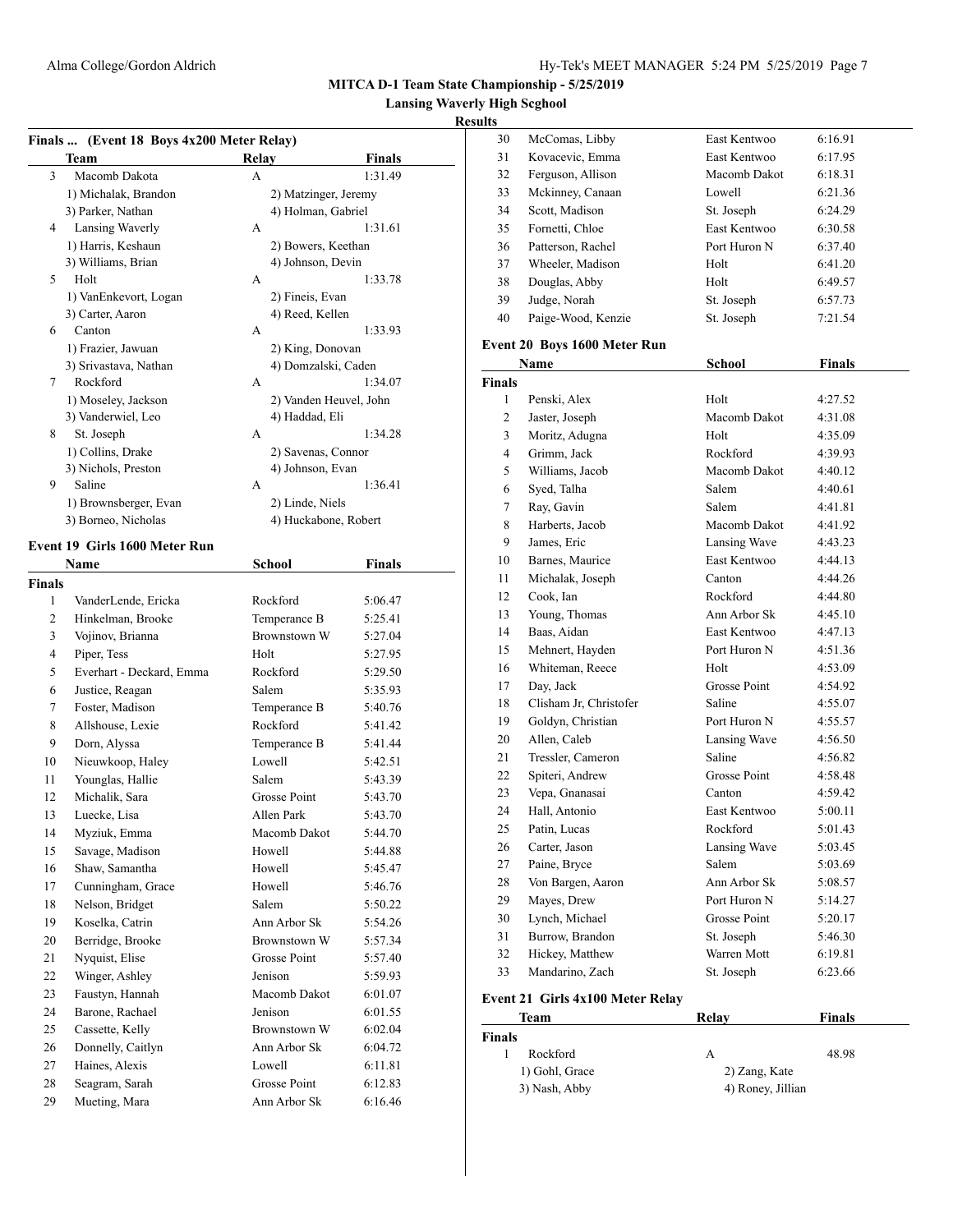# MITCA D-1 Team State Championship - 5/25/2019

## Lansing Waverly High Scghool

### Results

#### Finals ... (Event 18 Boys 4x200 Meter Relay)

| | Team | Relay | Finals |
|---|---|---|---|
| 3 | Macomb Dakota | A | 1:31.49 |
| | 1) Michalak, Brandon | 2) Matzinger, Jeremy | |
| | 3) Parker, Nathan | 4) Holman, Gabriel | |
| 4 | Lansing Waverly | A | 1:31.61 |
| | 1) Harris, Keshaun | 2) Bowers, Keethan | |
| | 3) Williams, Brian | 4) Johnson, Devin | |
| 5 | Holt | A | 1:33.78 |
| | 1) VanEnkevort, Logan | 2) Fineis, Evan | |
| | 3) Carter, Aaron | 4) Reed, Kellen | |
| 6 | Canton | A | 1:33.93 |
| | 1) Frazier, Jawuan | 2) King, Donovan | |
| | 3) Srivastava, Nathan | 4) Domzalski, Caden | |
| 7 | Rockford | A | 1:34.07 |
| | 1) Moseley, Jackson | 2) Vanden Heuvel, John | |
| | 3) Vanderwiel, Leo | 4) Haddad, Eli | |
| 8 | St. Joseph | A | 1:34.28 |
| | 1) Collins, Drake | 2) Savenas, Connor | |
| | 3) Nichols, Preston | 4) Johnson, Evan | |
| 9 | Saline | A | 1:36.41 |
| | 1) Brownsberger, Evan | 2) Linde, Niels | |
| | 3) Borneo, Nicholas | 4) Huckabone, Robert | |

#### Event 19 Girls 1600 Meter Run

| | Name | School | Finals |
|---|---|---|---|
| **Finals** | | | |
| 1 | VanderLende, Ericka | Rockford | 5:06.47 |
| 2 | Hinkelman, Brooke | Temperance B | 5:25.41 |
| 3 | Vojinov, Brianna | Brownstown W | 5:27.04 |
| 4 | Piper, Tess | Holt | 5:27.95 |
| 5 | Everhart - Deckard, Emma | Rockford | 5:29.50 |
| 6 | Justice, Reagan | Salem | 5:35.93 |
| 7 | Foster, Madison | Temperance B | 5:40.76 |
| 8 | Allshouse, Lexie | Rockford | 5:41.42 |
| 9 | Dorn, Alyssa | Temperance B | 5:41.44 |
| 10 | Nieuwkoop, Haley | Lowell | 5:42.51 |
| 11 | Younglas, Hallie | Salem | 5:43.39 |
| 12 | Michalik, Sara | Grosse Point | 5:43.70 |
| 13 | Luecke, Lisa | Allen Park | 5:43.70 |
| 14 | Myziuk, Emma | Macomb Dakot | 5:44.70 |
| 15 | Savage, Madison | Howell | 5:44.88 |
| 16 | Shaw, Samantha | Howell | 5:45.47 |
| 17 | Cunningham, Grace | Howell | 5:46.76 |
| 18 | Nelson, Bridget | Salem | 5:50.22 |
| 19 | Koselka, Catrin | Ann Arbor Sk | 5:54.26 |
| 20 | Berridge, Brooke | Brownstown W | 5:57.34 |
| 21 | Nyquist, Elise | Grosse Point | 5:57.40 |
| 22 | Winger, Ashley | Jenison | 5:59.93 |
| 23 | Faustyn, Hannah | Macomb Dakot | 6:01.07 |
| 24 | Barone, Rachael | Jenison | 6:01.55 |
| 25 | Cassette, Kelly | Brownstown W | 6:02.04 |
| 26 | Donnelly, Caitlyn | Ann Arbor Sk | 6:04.72 |
| 27 | Haines, Alexis | Lowell | 6:11.81 |
| 28 | Seagram, Sarah | Grosse Point | 6:12.83 |
| 29 | Mueting, Mara | Ann Arbor Sk | 6:16.46 |
| 30 | McComas, Libby | East Kentwoo | 6:16.91 |
| 31 | Kovacevic, Emma | East Kentwoo | 6:17.95 |
| 32 | Ferguson, Allison | Macomb Dakot | 6:18.31 |
| 33 | Mckinney, Canaan | Lowell | 6:21.36 |
| 34 | Scott, Madison | St. Joseph | 6:24.29 |
| 35 | Fornetti, Chloe | East Kentwoo | 6:30.58 |
| 36 | Patterson, Rachel | Port Huron N | 6:37.40 |
| 37 | Wheeler, Madison | Holt | 6:41.20 |
| 38 | Douglas, Abby | Holt | 6:49.57 |
| 39 | Judge, Norah | St. Joseph | 6:57.73 |
| 40 | Paige-Wood, Kenzie | St. Joseph | 7:21.54 |

#### Event 20 Boys 1600 Meter Run

| | Name | School | Finals |
|---|---|---|---|
| **Finals** | | | |
| 1 | Penski, Alex | Holt | 4:27.52 |
| 2 | Jaster, Joseph | Macomb Dakot | 4:31.08 |
| 3 | Moritz, Adugna | Holt | 4:35.09 |
| 4 | Grimm, Jack | Rockford | 4:39.93 |
| 5 | Williams, Jacob | Macomb Dakot | 4:40.12 |
| 6 | Syed, Talha | Salem | 4:40.61 |
| 7 | Ray, Gavin | Salem | 4:41.81 |
| 8 | Harberts, Jacob | Macomb Dakot | 4:41.92 |
| 9 | James, Eric | Lansing Wave | 4:43.23 |
| 10 | Barnes, Maurice | East Kentwoo | 4:44.13 |
| 11 | Michalak, Joseph | Canton | 4:44.26 |
| 12 | Cook, Ian | Rockford | 4:44.80 |
| 13 | Young, Thomas | Ann Arbor Sk | 4:45.10 |
| 14 | Baas, Aidan | East Kentwoo | 4:47.13 |
| 15 | Mehnert, Hayden | Port Huron N | 4:51.36 |
| 16 | Whiteman, Reece | Holt | 4:53.09 |
| 17 | Day, Jack | Grosse Point | 4:54.92 |
| 18 | Clisham Jr, Christofer | Saline | 4:55.07 |
| 19 | Goldyn, Christian | Port Huron N | 4:55.57 |
| 20 | Allen, Caleb | Lansing Wave | 4:56.50 |
| 21 | Tressler, Cameron | Saline | 4:56.82 |
| 22 | Spiteri, Andrew | Grosse Point | 4:58.48 |
| 23 | Vepa, Gnanasai | Canton | 4:59.42 |
| 24 | Hall, Antonio | East Kentwoo | 5:00.11 |
| 25 | Patin, Lucas | Rockford | 5:01.43 |
| 26 | Carter, Jason | Lansing Wave | 5:03.45 |
| 27 | Paine, Bryce | Salem | 5:03.69 |
| 28 | Von Bargen, Aaron | Ann Arbor Sk | 5:08.57 |
| 29 | Mayes, Drew | Port Huron N | 5:14.27 |
| 30 | Lynch, Michael | Grosse Point | 5:20.17 |
| 31 | Burrow, Brandon | St. Joseph | 5:46.30 |
| 32 | Hickey, Matthew | Warren Mott | 6:19.81 |
| 33 | Mandarino, Zach | St. Joseph | 6:23.66 |

#### Event 21 Girls 4x100 Meter Relay

| | Team | Relay | Finals |
|---|---|---|---|
| **Finals** | | | |
| 1 | Rockford | A | 48.98 |
| | 1) Gohl, Grace | 2) Zang, Kate | |
| | 3) Nash, Abby | 4) Roney, Jillian | |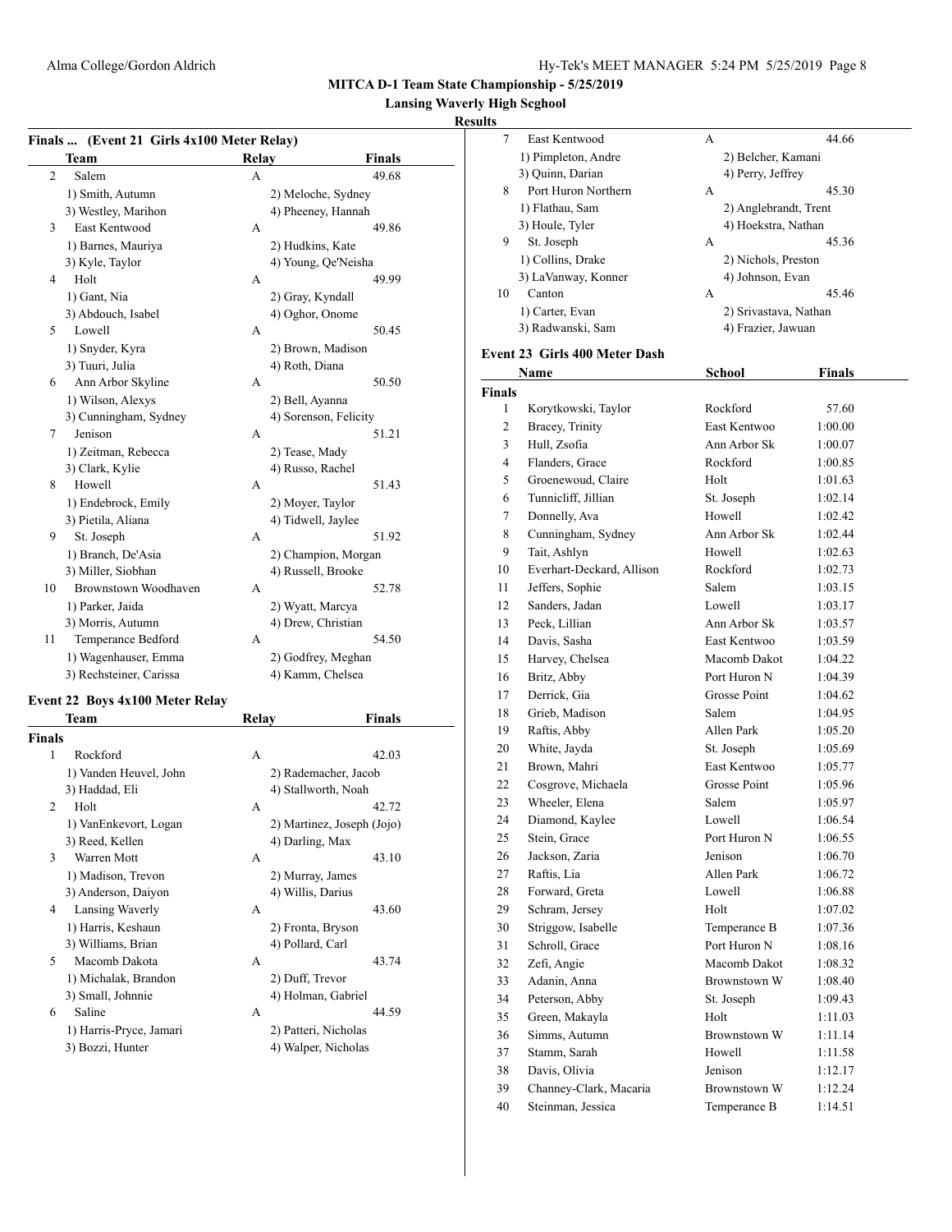**MITCA D-1 Team State Championship - 5/25/2019**

**Lansing Waverly High Scghool**

**Results**

### Finals ... (Event 21 Girls 4x100 Meter Relay)

| | Team | Relay | Finals |
|---|---|---|---|
| 2 | Salem | A | 49.68 |
| | 1) Smith, Autumn | 2) Meloche, Sydney | |
| | 3) Westley, Marihon | 4) Pheeney, Hannah | |
| 3 | East Kentwood | A | 49.86 |
| | 1) Barnes, Mauriya | 2) Hudkins, Kate | |
| | 3) Kyle, Taylor | 4) Young, Qe'Neisha | |
| 4 | Holt | A | 49.99 |
| | 1) Gant, Nia | 2) Gray, Kyndall | |
| | 3) Abdouch, Isabel | 4) Oghor, Onome | |
| 5 | Lowell | A | 50.45 |
| | 1) Snyder, Kyra | 2) Brown, Madison | |
| | 3) Tuuri, Julia | 4) Roth, Diana | |
| 6 | Ann Arbor Skyline | A | 50.50 |
| | 1) Wilson, Alexys | 2) Bell, Ayanna | |
| | 3) Cunningham, Sydney | 4) Sorenson, Felicity | |
| 7 | Jenison | A | 51.21 |
| | 1) Zeitman, Rebecca | 2) Tease, Mady | |
| | 3) Clark, Kylie | 4) Russo, Rachel | |
| 8 | Howell | A | 51.43 |
| | 1) Endebrock, Emily | 2) Moyer, Taylor | |
| | 3) Pietila, Aliana | 4) Tidwell, Jaylee | |
| 9 | St. Joseph | A | 51.92 |
| | 1) Branch, De'Asia | 2) Champion, Morgan | |
| | 3) Miller, Siobhan | 4) Russell, Brooke | |
| 10 | Brownstown Woodhaven | A | 52.78 |
| | 1) Parker, Jaida | 2) Wyatt, Marcya | |
| | 3) Morris, Autumn | 4) Drew, Christian | |
| 11 | Temperance Bedford | A | 54.50 |
| | 1) Wagenhauser, Emma | 2) Godfrey, Meghan | |
| | 3) Rechsteiner, Carissa | 4) Kamm, Chelsea | |

### Event 22 Boys 4x100 Meter Relay

| | Team | Relay | Finals |
|---|---|---|---|
| **Finals** | | | |
| 1 | Rockford | A | 42.03 |
| | 1) Vanden Heuvel, John | 2) Rademacher, Jacob | |
| | 3) Haddad, Eli | 4) Stallworth, Noah | |
| 2 | Holt | A | 42.72 |
| | 1) VanEnkevort, Logan | 2) Martinez, Joseph (Jojo) | |
| | 3) Reed, Kellen | 4) Darling, Max | |
| 3 | Warren Mott | A | 43.10 |
| | 1) Madison, Trevon | 2) Murray, James | |
| | 3) Anderson, Daiyon | 4) Willis, Darius | |
| 4 | Lansing Waverly | A | 43.60 |
| | 1) Harris, Keshaun | 2) Fronta, Bryson | |
| | 3) Williams, Brian | 4) Pollard, Carl | |
| 5 | Macomb Dakota | A | 43.74 |
| | 1) Michalak, Brandon | 2) Duff, Trevor | |
| | 3) Small, Johnnie | 4) Holman, Gabriel | |
| 6 | Saline | A | 44.59 |
| | 1) Harris-Pryce, Jamari | 2) Patteri, Nicholas | |
| | 3) Bozzi, Hunter | 4) Walper, Nicholas | |
| 7 | East Kentwood | A | 44.66 |
| | 1) Pimpleton, Andre | 2) Belcher, Kamani | |
| | 3) Quinn, Darian | 4) Perry, Jeffrey | |
| 8 | Port Huron Northern | A | 45.30 |
| | 1) Flathau, Sam | 2) Anglebrandt, Trent | |
| | 3) Houle, Tyler | 4) Hoekstra, Nathan | |
| 9 | St. Joseph | A | 45.36 |
| | 1) Collins, Drake | 2) Nichols, Preston | |
| | 3) LaVanway, Konner | 4) Johnson, Evan | |
| 10 | Canton | A | 45.46 |
| | 1) Carter, Evan | 2) Srivastava, Nathan | |
| | 3) Radwanski, Sam | 4) Frazier, Jawuan | |

### Event 23 Girls 400 Meter Dash

| | Name | School | Finals |
|---|---|---|---|
| **Finals** | | | |
| 1 | Korytkowski, Taylor | Rockford | 57.60 |
| 2 | Bracey, Trinity | East Kentwoo | 1:00.00 |
| 3 | Hull, Zsofia | Ann Arbor Sk | 1:00.07 |
| 4 | Flanders, Grace | Rockford | 1:00.85 |
| 5 | Groenewoud, Claire | Holt | 1:01.63 |
| 6 | Tunnicliff, Jillian | St. Joseph | 1:02.14 |
| 7 | Donnelly, Ava | Howell | 1:02.42 |
| 8 | Cunningham, Sydney | Ann Arbor Sk | 1:02.44 |
| 9 | Tait, Ashlyn | Howell | 1:02.63 |
| 10 | Everhart-Deckard, Allison | Rockford | 1:02.73 |
| 11 | Jeffers, Sophie | Salem | 1:03.15 |
| 12 | Sanders, Jadan | Lowell | 1:03.17 |
| 13 | Peck, Lillian | Ann Arbor Sk | 1:03.57 |
| 14 | Davis, Sasha | East Kentwoo | 1:03.59 |
| 15 | Harvey, Chelsea | Macomb Dakot | 1:04.22 |
| 16 | Britz, Abby | Port Huron N | 1:04.39 |
| 17 | Derrick, Gia | Grosse Point | 1:04.62 |
| 18 | Grieb, Madison | Salem | 1:04.95 |
| 19 | Raftis, Abby | Allen Park | 1:05.20 |
| 20 | White, Jayda | St. Joseph | 1:05.69 |
| 21 | Brown, Mahri | East Kentwoo | 1:05.77 |
| 22 | Cosgrove, Michaela | Grosse Point | 1:05.96 |
| 23 | Wheeler, Elena | Salem | 1:05.97 |
| 24 | Diamond, Kaylee | Lowell | 1:06.54 |
| 25 | Stein, Grace | Port Huron N | 1:06.55 |
| 26 | Jackson, Zaria | Jenison | 1:06.70 |
| 27 | Raftis, Lia | Allen Park | 1:06.72 |
| 28 | Forward, Greta | Lowell | 1:06.88 |
| 29 | Schram, Jersey | Holt | 1:07.02 |
| 30 | Striggow, Isabelle | Temperance B | 1:07.36 |
| 31 | Schroll, Grace | Port Huron N | 1:08.16 |
| 32 | Zefi, Angie | Macomb Dakot | 1:08.32 |
| 33 | Adanin, Anna | Brownstown W | 1:08.40 |
| 34 | Peterson, Abby | St. Joseph | 1:09.43 |
| 35 | Green, Makayla | Holt | 1:11.03 |
| 36 | Simms, Autumn | Brownstown W | 1:11.14 |
| 37 | Stamm, Sarah | Howell | 1:11.58 |
| 38 | Davis, Olivia | Jenison | 1:12.17 |
| 39 | Channey-Clark, Macaria | Brownstown W | 1:12.24 |
| 40 | Steinman, Jessica | Temperance B | 1:14.51 |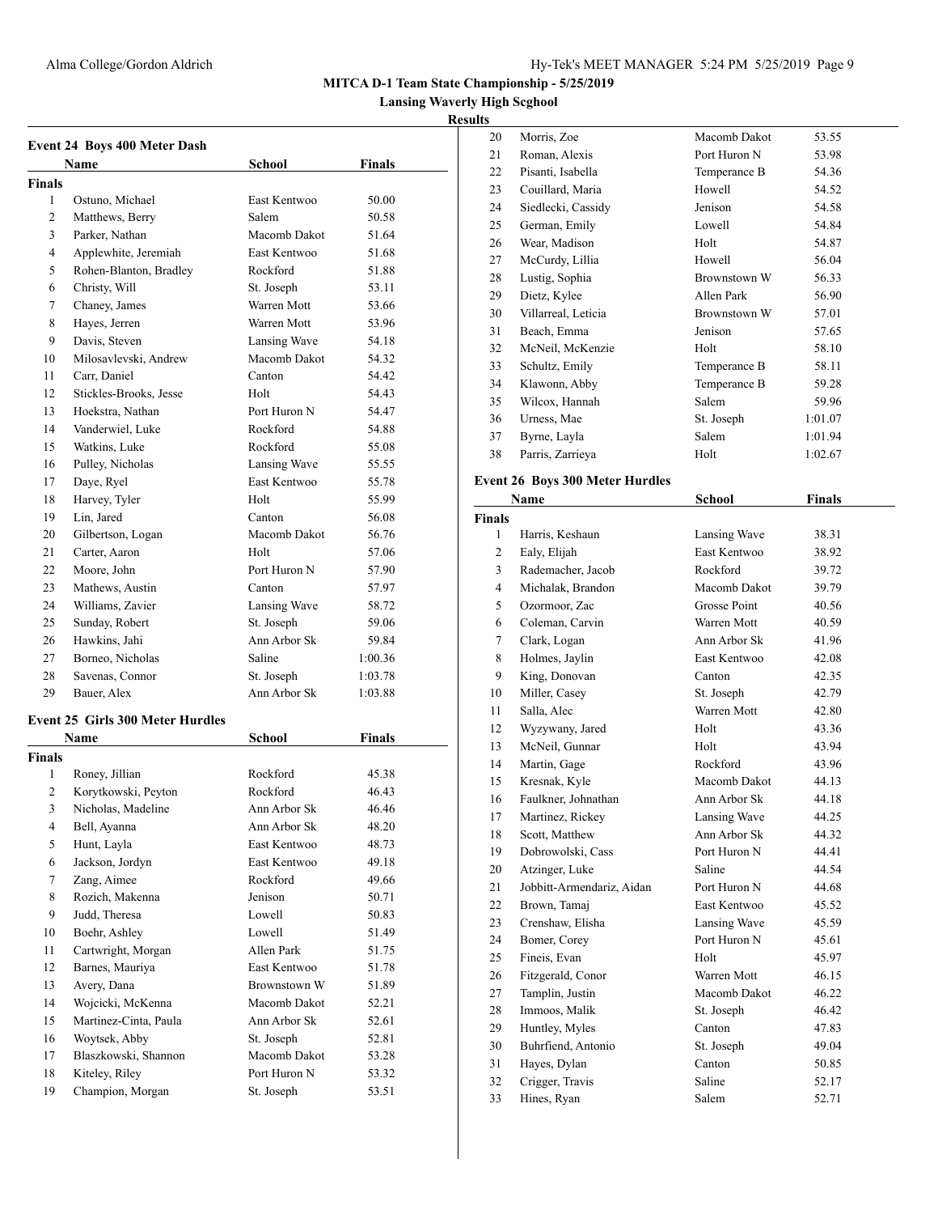# MITCA D-1 Team State Championship - 5/25/2019

## Lansing Waverly High Scghool

### Results

#### Event 24 Boys 400 Meter Dash

| | Name | School | Finals |
|---|---|---|---|
| **Finals** | | | |
| 1 | Ostuno, Michael | East Kentwoo | 50.00 |
| 2 | Matthews, Berry | Salem | 50.58 |
| 3 | Parker, Nathan | Macomb Dakot | 51.64 |
| 4 | Applewhite, Jeremiah | East Kentwoo | 51.68 |
| 5 | Rohen-Blanton, Bradley | Rockford | 51.88 |
| 6 | Christy, Will | St. Joseph | 53.11 |
| 7 | Chaney, James | Warren Mott | 53.66 |
| 8 | Hayes, Jerren | Warren Mott | 53.96 |
| 9 | Davis, Steven | Lansing Wave | 54.18 |
| 10 | Milosavlevski, Andrew | Macomb Dakot | 54.32 |
| 11 | Carr, Daniel | Canton | 54.42 |
| 12 | Stickles-Brooks, Jesse | Holt | 54.43 |
| 13 | Hoekstra, Nathan | Port Huron N | 54.47 |
| 14 | Vanderwiel, Luke | Rockford | 54.88 |
| 15 | Watkins, Luke | Rockford | 55.08 |
| 16 | Pulley, Nicholas | Lansing Wave | 55.55 |
| 17 | Daye, Ryel | East Kentwoo | 55.78 |
| 18 | Harvey, Tyler | Holt | 55.99 |
| 19 | Lin, Jared | Canton | 56.08 |
| 20 | Gilbertson, Logan | Macomb Dakot | 56.76 |
| 21 | Carter, Aaron | Holt | 57.06 |
| 22 | Moore, John | Port Huron N | 57.90 |
| 23 | Mathews, Austin | Canton | 57.97 |
| 24 | Williams, Zavier | Lansing Wave | 58.72 |
| 25 | Sunday, Robert | St. Joseph | 59.06 |
| 26 | Hawkins, Jahi | Ann Arbor Sk | 59.84 |
| 27 | Borneo, Nicholas | Saline | 1:00.36 |
| 28 | Savenas, Connor | St. Joseph | 1:03.78 |
| 29 | Bauer, Alex | Ann Arbor Sk | 1:03.88 |

#### Event 25 Girls 300 Meter Hurdles

| | Name | School | Finals |
|---|---|---|---|
| **Finals** | | | |
| 1 | Roney, Jillian | Rockford | 45.38 |
| 2 | Korytkowski, Peyton | Rockford | 46.43 |
| 3 | Nicholas, Madeline | Ann Arbor Sk | 46.46 |
| 4 | Bell, Ayanna | Ann Arbor Sk | 48.20 |
| 5 | Hunt, Layla | East Kentwoo | 48.73 |
| 6 | Jackson, Jordyn | East Kentwoo | 49.18 |
| 7 | Zang, Aimee | Rockford | 49.66 |
| 8 | Rozich, Makenna | Jenison | 50.71 |
| 9 | Judd, Theresa | Lowell | 50.83 |
| 10 | Boehr, Ashley | Lowell | 51.49 |
| 11 | Cartwright, Morgan | Allen Park | 51.75 |
| 12 | Barnes, Mauriya | East Kentwoo | 51.78 |
| 13 | Avery, Dana | Brownstown W | 51.89 |
| 14 | Wojcicki, McKenna | Macomb Dakot | 52.21 |
| 15 | Martinez-Cinta, Paula | Ann Arbor Sk | 52.61 |
| 16 | Woytsek, Abby | St. Joseph | 52.81 |
| 17 | Blaszkowski, Shannon | Macomb Dakot | 53.28 |
| 18 | Kiteley, Riley | Port Huron N | 53.32 |
| 19 | Champion, Morgan | St. Joseph | 53.51 |
| 20 | Morris, Zoe | Macomb Dakot | 53.55 |
| 21 | Roman, Alexis | Port Huron N | 53.98 |
| 22 | Pisanti, Isabella | Temperance B | 54.36 |
| 23 | Couillard, Maria | Howell | 54.52 |
| 24 | Siedlecki, Cassidy | Jenison | 54.58 |
| 25 | German, Emily | Lowell | 54.84 |
| 26 | Wear, Madison | Holt | 54.87 |
| 27 | McCurdy, Lillia | Howell | 56.04 |
| 28 | Lustig, Sophia | Brownstown W | 56.33 |
| 29 | Dietz, Kylee | Allen Park | 56.90 |
| 30 | Villarreal, Leticia | Brownstown W | 57.01 |
| 31 | Beach, Emma | Jenison | 57.65 |
| 32 | McNeil, McKenzie | Holt | 58.10 |
| 33 | Schultz, Emily | Temperance B | 58.11 |
| 34 | Klawonn, Abby | Temperance B | 59.28 |
| 35 | Wilcox, Hannah | Salem | 59.96 |
| 36 | Urness, Mae | St. Joseph | 1:01.07 |
| 37 | Byrne, Layla | Salem | 1:01.94 |
| 38 | Parris, Zarrieya | Holt | 1:02.67 |

#### Event 26 Boys 300 Meter Hurdles

| | Name | School | Finals |
|---|---|---|---|
| **Finals** | | | |
| 1 | Harris, Keshaun | Lansing Wave | 38.31 |
| 2 | Ealy, Elijah | East Kentwoo | 38.92 |
| 3 | Rademacher, Jacob | Rockford | 39.72 |
| 4 | Michalak, Brandon | Macomb Dakot | 39.79 |
| 5 | Ozormoor, Zac | Grosse Point | 40.56 |
| 6 | Coleman, Carvin | Warren Mott | 40.59 |
| 7 | Clark, Logan | Ann Arbor Sk | 41.96 |
| 8 | Holmes, Jaylin | East Kentwoo | 42.08 |
| 9 | King, Donovan | Canton | 42.35 |
| 10 | Miller, Casey | St. Joseph | 42.79 |
| 11 | Salla, Alec | Warren Mott | 42.80 |
| 12 | Wyzywany, Jared | Holt | 43.36 |
| 13 | McNeil, Gunnar | Holt | 43.94 |
| 14 | Martin, Gage | Rockford | 43.96 |
| 15 | Kresnak, Kyle | Macomb Dakot | 44.13 |
| 16 | Faulkner, Johnathan | Ann Arbor Sk | 44.18 |
| 17 | Martinez, Rickey | Lansing Wave | 44.25 |
| 18 | Scott, Matthew | Ann Arbor Sk | 44.32 |
| 19 | Dobrowolski, Cass | Port Huron N | 44.41 |
| 20 | Atzinger, Luke | Saline | 44.54 |
| 21 | Jobbitt-Armendariz, Aidan | Port Huron N | 44.68 |
| 22 | Brown, Tamaj | East Kentwoo | 45.52 |
| 23 | Crenshaw, Elisha | Lansing Wave | 45.59 |
| 24 | Bomer, Corey | Port Huron N | 45.61 |
| 25 | Fineis, Evan | Holt | 45.97 |
| 26 | Fitzgerald, Conor | Warren Mott | 46.15 |
| 27 | Tamplin, Justin | Macomb Dakot | 46.22 |
| 28 | Immoos, Malik | St. Joseph | 46.42 |
| 29 | Huntley, Myles | Canton | 47.83 |
| 30 | Buhrfiend, Antonio | St. Joseph | 49.04 |
| 31 | Hayes, Dylan | Canton | 50.85 |
| 32 | Crigger, Travis | Saline | 52.17 |
| 33 | Hines, Ryan | Salem | 52.71 |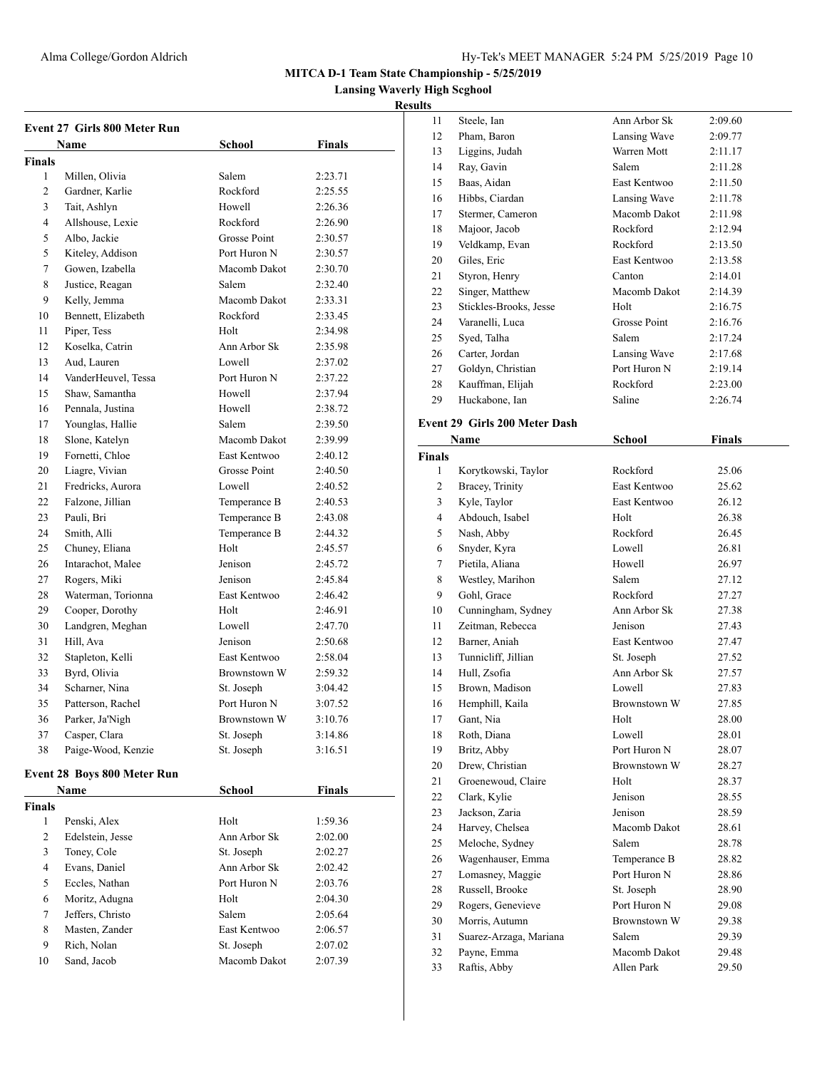MITCA D-1 Team State Championship - 5/25/2019

Lansing Waverly High Scghool

Results

### Event 27 Girls 800 Meter Run

| | Name | School | Finals |
|---|---|---|---|
| **Finals** | | | |
| 1 | Millen, Olivia | Salem | 2:23.71 |
| 2 | Gardner, Karlie | Rockford | 2:25.55 |
| 3 | Tait, Ashlyn | Howell | 2:26.36 |
| 4 | Allshouse, Lexie | Rockford | 2:26.90 |
| 5 | Albo, Jackie | Grosse Point | 2:30.57 |
| 5 | Kiteley, Addison | Port Huron N | 2:30.57 |
| 7 | Gowen, Izabella | Macomb Dakot | 2:30.70 |
| 8 | Justice, Reagan | Salem | 2:32.40 |
| 9 | Kelly, Jemma | Macomb Dakot | 2:33.31 |
| 10 | Bennett, Elizabeth | Rockford | 2:33.45 |
| 11 | Piper, Tess | Holt | 2:34.98 |
| 12 | Koselka, Catrin | Ann Arbor Sk | 2:35.98 |
| 13 | Aud, Lauren | Lowell | 2:37.02 |
| 14 | VanderHeuvel, Tessa | Port Huron N | 2:37.22 |
| 15 | Shaw, Samantha | Howell | 2:37.94 |
| 16 | Pennala, Justina | Howell | 2:38.72 |
| 17 | Younglas, Hallie | Salem | 2:39.50 |
| 18 | Slone, Katelyn | Macomb Dakot | 2:39.99 |
| 19 | Fornetti, Chloe | East Kentwoo | 2:40.12 |
| 20 | Liagre, Vivian | Grosse Point | 2:40.50 |
| 21 | Fredricks, Aurora | Lowell | 2:40.52 |
| 22 | Falzone, Jillian | Temperance B | 2:40.53 |
| 23 | Pauli, Bri | Temperance B | 2:43.08 |
| 24 | Smith, Alli | Temperance B | 2:44.32 |
| 25 | Chuney, Eliana | Holt | 2:45.57 |
| 26 | Intarachot, Malee | Jenison | 2:45.72 |
| 27 | Rogers, Miki | Jenison | 2:45.84 |
| 28 | Waterman, Torionna | East Kentwoo | 2:46.42 |
| 29 | Cooper, Dorothy | Holt | 2:46.91 |
| 30 | Landgren, Meghan | Lowell | 2:47.70 |
| 31 | Hill, Ava | Jenison | 2:50.68 |
| 32 | Stapleton, Kelli | East Kentwoo | 2:58.04 |
| 33 | Byrd, Olivia | Brownstown W | 2:59.32 |
| 34 | Scharner, Nina | St. Joseph | 3:04.42 |
| 35 | Patterson, Rachel | Port Huron N | 3:07.52 |
| 36 | Parker, Ja'Nigh | Brownstown W | 3:10.76 |
| 37 | Casper, Clara | St. Joseph | 3:14.86 |
| 38 | Paige-Wood, Kenzie | St. Joseph | 3:16.51 |

### Event 28 Boys 800 Meter Run

| | Name | School | Finals |
|---|---|---|---|
| **Finals** | | | |
| 1 | Penski, Alex | Holt | 1:59.36 |
| 2 | Edelstein, Jesse | Ann Arbor Sk | 2:02.00 |
| 3 | Toney, Cole | St. Joseph | 2:02.27 |
| 4 | Evans, Daniel | Ann Arbor Sk | 2:02.42 |
| 5 | Eccles, Nathan | Port Huron N | 2:03.76 |
| 6 | Moritz, Adugna | Holt | 2:04.30 |
| 7 | Jeffers, Christo | Salem | 2:05.64 |
| 8 | Masten, Zander | East Kentwoo | 2:06.57 |
| 9 | Rich, Nolan | St. Joseph | 2:07.02 |
| 10 | Sand, Jacob | Macomb Dakot | 2:07.39 |
| 11 | Steele, Ian | Ann Arbor Sk | 2:09.60 |
| 12 | Pham, Baron | Lansing Wave | 2:09.77 |
| 13 | Liggins, Judah | Warren Mott | 2:11.17 |
| 14 | Ray, Gavin | Salem | 2:11.28 |
| 15 | Baas, Aidan | East Kentwoo | 2:11.50 |
| 16 | Hibbs, Ciardan | Lansing Wave | 2:11.78 |
| 17 | Stermer, Cameron | Macomb Dakot | 2:11.98 |
| 18 | Majoor, Jacob | Rockford | 2:12.94 |
| 19 | Veldkamp, Evan | Rockford | 2:13.50 |
| 20 | Giles, Eric | East Kentwoo | 2:13.58 |
| 21 | Styron, Henry | Canton | 2:14.01 |
| 22 | Singer, Matthew | Macomb Dakot | 2:14.39 |
| 23 | Stickles-Brooks, Jesse | Holt | 2:16.75 |
| 24 | Varanelli, Luca | Grosse Point | 2:16.76 |
| 25 | Syed, Talha | Salem | 2:17.24 |
| 26 | Carter, Jordan | Lansing Wave | 2:17.68 |
| 27 | Goldyn, Christian | Port Huron N | 2:19.14 |
| 28 | Kauffman, Elijah | Rockford | 2:23.00 |
| 29 | Huckabone, Ian | Saline | 2:26.74 |

### Event 29 Girls 200 Meter Dash

| | Name | School | Finals |
|---|---|---|---|
| **Finals** | | | |
| 1 | Korytkowski, Taylor | Rockford | 25.06 |
| 2 | Bracey, Trinity | East Kentwoo | 25.62 |
| 3 | Kyle, Taylor | East Kentwoo | 26.12 |
| 4 | Abdouch, Isabel | Holt | 26.38 |
| 5 | Nash, Abby | Rockford | 26.45 |
| 6 | Snyder, Kyra | Lowell | 26.81 |
| 7 | Pietila, Aliana | Howell | 26.97 |
| 8 | Westley, Marihon | Salem | 27.12 |
| 9 | Gohl, Grace | Rockford | 27.27 |
| 10 | Cunningham, Sydney | Ann Arbor Sk | 27.38 |
| 11 | Zeitman, Rebecca | Jenison | 27.43 |
| 12 | Barner, Aniah | East Kentwoo | 27.47 |
| 13 | Tunnicliff, Jillian | St. Joseph | 27.52 |
| 14 | Hull, Zsofia | Ann Arbor Sk | 27.57 |
| 15 | Brown, Madison | Lowell | 27.83 |
| 16 | Hemphill, Kaila | Brownstown W | 27.85 |
| 17 | Gant, Nia | Holt | 28.00 |
| 18 | Roth, Diana | Lowell | 28.01 |
| 19 | Britz, Abby | Port Huron N | 28.07 |
| 20 | Drew, Christian | Brownstown W | 28.27 |
| 21 | Groenewoud, Claire | Holt | 28.37 |
| 22 | Clark, Kylie | Jenison | 28.55 |
| 23 | Jackson, Zaria | Jenison | 28.59 |
| 24 | Harvey, Chelsea | Macomb Dakot | 28.61 |
| 25 | Meloche, Sydney | Salem | 28.78 |
| 26 | Wagenhauser, Emma | Temperance B | 28.82 |
| 27 | Lomasney, Maggie | Port Huron N | 28.86 |
| 28 | Russell, Brooke | St. Joseph | 28.90 |
| 29 | Rogers, Genevieve | Port Huron N | 29.08 |
| 30 | Morris, Autumn | Brownstown W | 29.38 |
| 31 | Suarez-Arzaga, Mariana | Salem | 29.39 |
| 32 | Payne, Emma | Macomb Dakot | 29.48 |
| 33 | Raftis, Abby | Allen Park | 29.50 |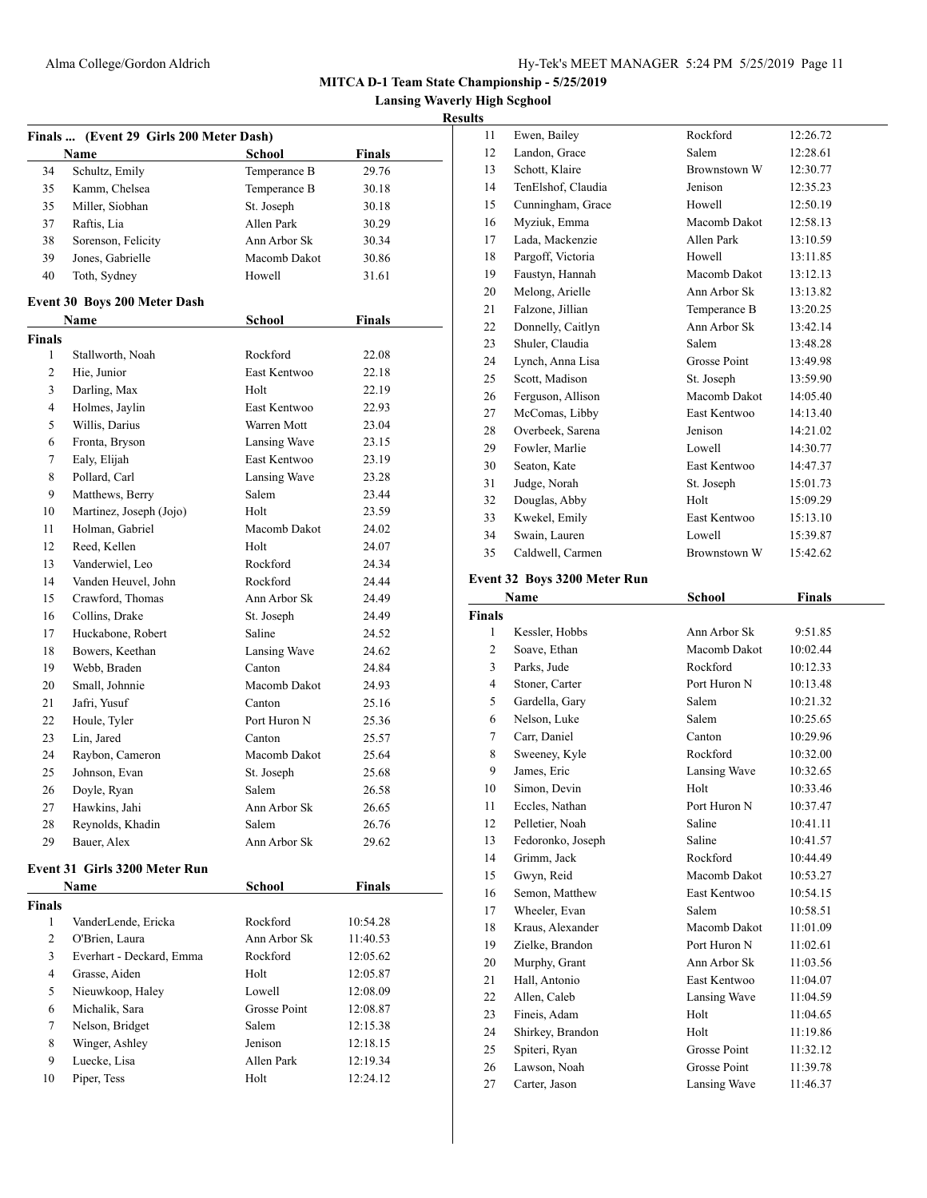# MITCA D-1 Team State Championship - 5/25/2019

**Lansing Waverly High Scghool**

**Results**

### Finals ... (Event 29 Girls 200 Meter Dash)

| | Name | School | Finals |
|---|---|---|---|
| 34 | Schultz, Emily | Temperance B | 29.76 |
| 35 | Kamm, Chelsea | Temperance B | 30.18 |
| 35 | Miller, Siobhan | St. Joseph | 30.18 |
| 37 | Raftis, Lia | Allen Park | 30.29 |
| 38 | Sorenson, Felicity | Ann Arbor Sk | 30.34 |
| 39 | Jones, Gabrielle | Macomb Dakot | 30.86 |
| 40 | Toth, Sydney | Howell | 31.61 |

### Event 30 Boys 200 Meter Dash

| | Name | School | Finals |
|---|---|---|---|
| **Finals** | | | |
| 1 | Stallworth, Noah | Rockford | 22.08 |
| 2 | Hie, Junior | East Kentwoo | 22.18 |
| 3 | Darling, Max | Holt | 22.19 |
| 4 | Holmes, Jaylin | East Kentwoo | 22.93 |
| 5 | Willis, Darius | Warren Mott | 23.04 |
| 6 | Fronta, Bryson | Lansing Wave | 23.15 |
| 7 | Ealy, Elijah | East Kentwoo | 23.19 |
| 8 | Pollard, Carl | Lansing Wave | 23.28 |
| 9 | Matthews, Berry | Salem | 23.44 |
| 10 | Martinez, Joseph (Jojo) | Holt | 23.59 |
| 11 | Holman, Gabriel | Macomb Dakot | 24.02 |
| 12 | Reed, Kellen | Holt | 24.07 |
| 13 | Vanderwiel, Leo | Rockford | 24.34 |
| 14 | Vanden Heuvel, John | Rockford | 24.44 |
| 15 | Crawford, Thomas | Ann Arbor Sk | 24.49 |
| 16 | Collins, Drake | St. Joseph | 24.49 |
| 17 | Huckabone, Robert | Saline | 24.52 |
| 18 | Bowers, Keethan | Lansing Wave | 24.62 |
| 19 | Webb, Braden | Canton | 24.84 |
| 20 | Small, Johnnie | Macomb Dakot | 24.93 |
| 21 | Jafri, Yusuf | Canton | 25.16 |
| 22 | Houle, Tyler | Port Huron N | 25.36 |
| 23 | Lin, Jared | Canton | 25.57 |
| 24 | Raybon, Cameron | Macomb Dakot | 25.64 |
| 25 | Johnson, Evan | St. Joseph | 25.68 |
| 26 | Doyle, Ryan | Salem | 26.58 |
| 27 | Hawkins, Jahi | Ann Arbor Sk | 26.65 |
| 28 | Reynolds, Khadin | Salem | 26.76 |
| 29 | Bauer, Alex | Ann Arbor Sk | 29.62 |

### Event 31 Girls 3200 Meter Run

| | Name | School | Finals |
|---|---|---|---|
| **Finals** | | | |
| 1 | VanderLende, Ericka | Rockford | 10:54.28 |
| 2 | O'Brien, Laura | Ann Arbor Sk | 11:40.53 |
| 3 | Everhart - Deckard, Emma | Rockford | 12:05.62 |
| 4 | Grasse, Aiden | Holt | 12:05.87 |
| 5 | Nieuwkoop, Haley | Lowell | 12:08.09 |
| 6 | Michalik, Sara | Grosse Point | 12:08.87 |
| 7 | Nelson, Bridget | Salem | 12:15.38 |
| 8 | Winger, Ashley | Jenison | 12:18.15 |
| 9 | Luecke, Lisa | Allen Park | 12:19.34 |
| 10 | Piper, Tess | Holt | 12:24.12 |
| 11 | Ewen, Bailey | Rockford | 12:26.72 |
| 12 | Landon, Grace | Salem | 12:28.61 |
| 13 | Schott, Klaire | Brownstown W | 12:30.77 |
| 14 | TenElshof, Claudia | Jenison | 12:35.23 |
| 15 | Cunningham, Grace | Howell | 12:50.19 |
| 16 | Myziuk, Emma | Macomb Dakot | 12:58.13 |
| 17 | Lada, Mackenzie | Allen Park | 13:10.59 |
| 18 | Pargoff, Victoria | Howell | 13:11.85 |
| 19 | Faustyn, Hannah | Macomb Dakot | 13:12.13 |
| 20 | Melong, Arielle | Ann Arbor Sk | 13:13.82 |
| 21 | Falzone, Jillian | Temperance B | 13:20.25 |
| 22 | Donnelly, Caitlyn | Ann Arbor Sk | 13:42.14 |
| 23 | Shuler, Claudia | Salem | 13:48.28 |
| 24 | Lynch, Anna Lisa | Grosse Point | 13:49.98 |
| 25 | Scott, Madison | St. Joseph | 13:59.90 |
| 26 | Ferguson, Allison | Macomb Dakot | 14:05.40 |
| 27 | McComas, Libby | East Kentwoo | 14:13.40 |
| 28 | Overbeek, Sarena | Jenison | 14:21.02 |
| 29 | Fowler, Marlie | Lowell | 14:30.77 |
| 30 | Seaton, Kate | East Kentwoo | 14:47.37 |
| 31 | Judge, Norah | St. Joseph | 15:01.73 |
| 32 | Douglas, Abby | Holt | 15:09.29 |
| 33 | Kwekel, Emily | East Kentwoo | 15:13.10 |
| 34 | Swain, Lauren | Lowell | 15:39.87 |
| 35 | Caldwell, Carmen | Brownstown W | 15:42.62 |

### Event 32 Boys 3200 Meter Run

| | Name | School | Finals |
|---|---|---|---|
| **Finals** | | | |
| 1 | Kessler, Hobbs | Ann Arbor Sk | 9:51.85 |
| 2 | Soave, Ethan | Macomb Dakot | 10:02.44 |
| 3 | Parks, Jude | Rockford | 10:12.33 |
| 4 | Stoner, Carter | Port Huron N | 10:13.48 |
| 5 | Gardella, Gary | Salem | 10:21.32 |
| 6 | Nelson, Luke | Salem | 10:25.65 |
| 7 | Carr, Daniel | Canton | 10:29.96 |
| 8 | Sweeney, Kyle | Rockford | 10:32.00 |
| 9 | James, Eric | Lansing Wave | 10:32.65 |
| 10 | Simon, Devin | Holt | 10:33.46 |
| 11 | Eccles, Nathan | Port Huron N | 10:37.47 |
| 12 | Pelletier, Noah | Saline | 10:41.11 |
| 13 | Fedoronko, Joseph | Saline | 10:41.57 |
| 14 | Grimm, Jack | Rockford | 10:44.49 |
| 15 | Gwyn, Reid | Macomb Dakot | 10:53.27 |
| 16 | Semon, Matthew | East Kentwoo | 10:54.15 |
| 17 | Wheeler, Evan | Salem | 10:58.51 |
| 18 | Kraus, Alexander | Macomb Dakot | 11:01.09 |
| 19 | Zielke, Brandon | Port Huron N | 11:02.61 |
| 20 | Murphy, Grant | Ann Arbor Sk | 11:03.56 |
| 21 | Hall, Antonio | East Kentwoo | 11:04.07 |
| 22 | Allen, Caleb | Lansing Wave | 11:04.59 |
| 23 | Fineis, Adam | Holt | 11:04.65 |
| 24 | Shirkey, Brandon | Holt | 11:19.86 |
| 25 | Spiteri, Ryan | Grosse Point | 11:32.12 |
| 26 | Lawson, Noah | Grosse Point | 11:39.78 |
| 27 | Carter, Jason | Lansing Wave | 11:46.37 |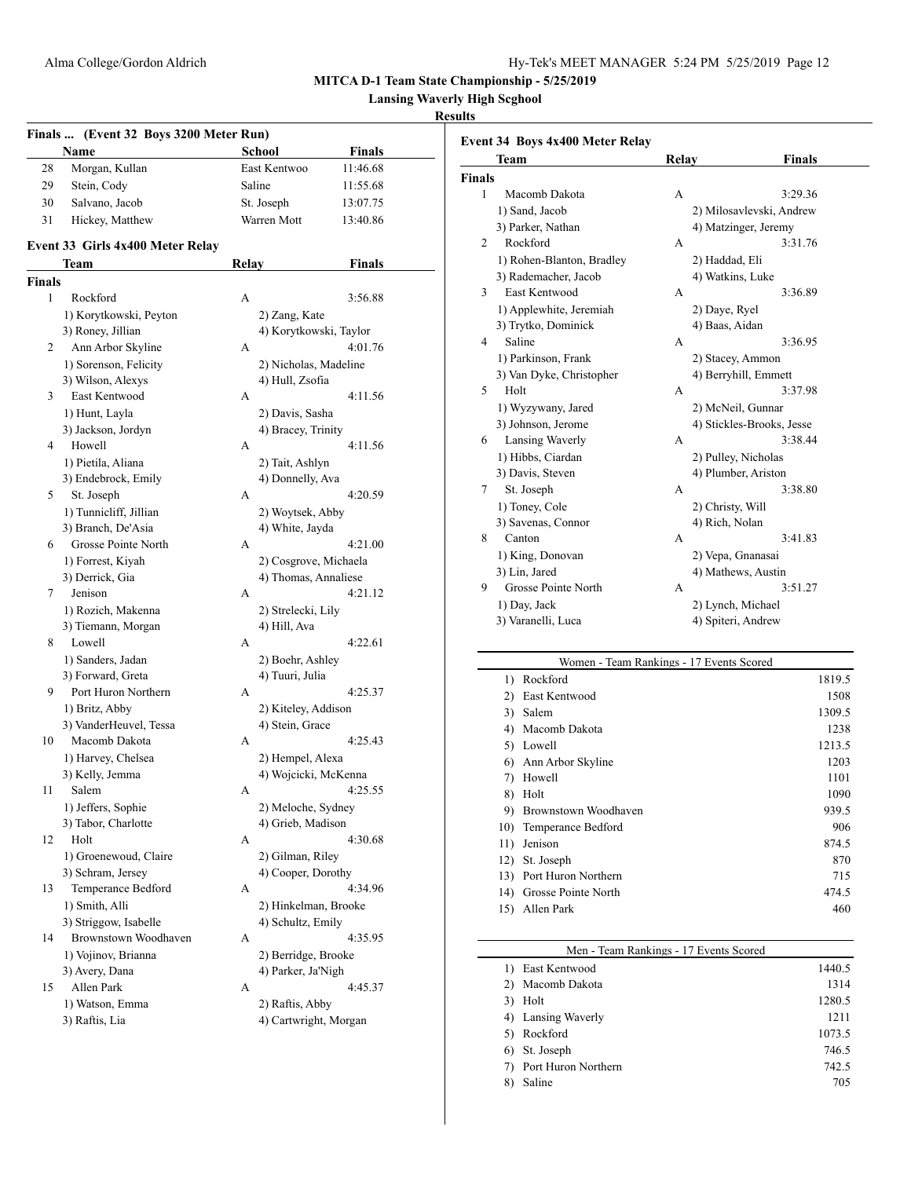**MITCA D-1 Team State Championship - 5/25/2019**

**Lansing Waverly High Scghool**

**Results**

### Finals ... (Event 32 Boys 3200 Meter Run)

| | Name | School | Finals |
|---|---|---|---|
| 28 | Morgan, Kullan | East Kentwoo | 11:46.68 |
| 29 | Stein, Cody | Saline | 11:55.68 |
| 30 | Salvano, Jacob | St. Joseph | 13:07.75 |
| 31 | Hickey, Matthew | Warren Mott | 13:40.86 |

### Event 33 Girls 4x400 Meter Relay

| | Team | Relay | Finals |
|---|---|---|---|
| **Finals** | | | |
| 1 | Rockford | A | 3:56.88 |
| | 1) Korytkowski, Peyton | 2) Zang, Kate | |
| | 3) Roney, Jillian | 4) Korytkowski, Taylor | |
| 2 | Ann Arbor Skyline | A | 4:01.76 |
| | 1) Sorenson, Felicity | 2) Nicholas, Madeline | |
| | 3) Wilson, Alexys | 4) Hull, Zsofia | |
| 3 | East Kentwood | A | 4:11.56 |
| | 1) Hunt, Layla | 2) Davis, Sasha | |
| | 3) Jackson, Jordyn | 4) Bracey, Trinity | |
| 4 | Howell | A | 4:11.56 |
| | 1) Pietila, Aliana | 2) Tait, Ashlyn | |
| | 3) Endebrock, Emily | 4) Donnelly, Ava | |
| 5 | St. Joseph | A | 4:20.59 |
| | 1) Tunnicliff, Jillian | 2) Woytsek, Abby | |
| | 3) Branch, De'Asia | 4) White, Jayda | |
| 6 | Grosse Pointe North | A | 4:21.00 |
| | 1) Forrest, Kiyah | 2) Cosgrove, Michaela | |
| | 3) Derrick, Gia | 4) Thomas, Annaliese | |
| 7 | Jenison | A | 4:21.12 |
| | 1) Rozich, Makenna | 2) Strelecki, Lily | |
| | 3) Tiemann, Morgan | 4) Hill, Ava | |
| 8 | Lowell | A | 4:22.61 |
| | 1) Sanders, Jadan | 2) Boehr, Ashley | |
| | 3) Forward, Greta | 4) Tuuri, Julia | |
| 9 | Port Huron Northern | A | 4:25.37 |
| | 1) Britz, Abby | 2) Kiteley, Addison | |
| | 3) VanderHeuvel, Tessa | 4) Stein, Grace | |
| 10 | Macomb Dakota | A | 4:25.43 |
| | 1) Harvey, Chelsea | 2) Hempel, Alexa | |
| | 3) Kelly, Jemma | 4) Wojcicki, McKenna | |
| 11 | Salem | A | 4:25.55 |
| | 1) Jeffers, Sophie | 2) Meloche, Sydney | |
| | 3) Tabor, Charlotte | 4) Grieb, Madison | |
| 12 | Holt | A | 4:30.68 |
| | 1) Groenewoud, Claire | 2) Gilman, Riley | |
| | 3) Schram, Jersey | 4) Cooper, Dorothy | |
| 13 | Temperance Bedford | A | 4:34.96 |
| | 1) Smith, Alli | 2) Hinkelman, Brooke | |
| | 3) Striggow, Isabelle | 4) Schultz, Emily | |
| 14 | Brownstown Woodhaven | A | 4:35.95 |
| | 1) Vojinov, Brianna | 2) Berridge, Brooke | |
| | 3) Avery, Dana | 4) Parker, Ja'Nigh | |
| 15 | Allen Park | A | 4:45.37 |
| | 1) Watson, Emma | 2) Raftis, Abby | |
| | 3) Raftis, Lia | 4) Cartwright, Morgan | |

### Event 34 Boys 4x400 Meter Relay

| | Team | Relay | Finals |
|---|---|---|---|
| **Finals** | | | |
| 1 | Macomb Dakota | A | 3:29.36 |
| | 1) Sand, Jacob | 2) Milosavlevski, Andrew | |
| | 3) Parker, Nathan | 4) Matzinger, Jeremy | |
| 2 | Rockford | A | 3:31.76 |
| | 1) Rohen-Blanton, Bradley | 2) Haddad, Eli | |
| | 3) Rademacher, Jacob | 4) Watkins, Luke | |
| 3 | East Kentwood | A | 3:36.89 |
| | 1) Applewhite, Jeremiah | 2) Daye, Ryel | |
| | 3) Trytko, Dominick | 4) Baas, Aidan | |
| 4 | Saline | A | 3:36.95 |
| | 1) Parkinson, Frank | 2) Stacey, Ammon | |
| | 3) Van Dyke, Christopher | 4) Berryhill, Emmett | |
| 5 | Holt | A | 3:37.98 |
| | 1) Wyzywany, Jared | 2) McNeil, Gunnar | |
| | 3) Johnson, Jerome | 4) Stickles-Brooks, Jesse | |
| 6 | Lansing Waverly | A | 3:38.44 |
| | 1) Hibbs, Ciardan | 2) Pulley, Nicholas | |
| | 3) Davis, Steven | 4) Plumber, Ariston | |
| 7 | St. Joseph | A | 3:38.80 |
| | 1) Toney, Cole | 2) Christy, Will | |
| | 3) Savenas, Connor | 4) Rich, Nolan | |
| 8 | Canton | A | 3:41.83 |
| | 1) King, Donovan | 2) Vepa, Gnanasai | |
| | 3) Lin, Jared | 4) Mathews, Austin | |
| 9 | Grosse Pointe North | A | 3:51.27 |
| | 1) Day, Jack | 2) Lynch, Michael | |
| | 3) Varanelli, Luca | 4) Spiteri, Andrew | |

### Women - Team Rankings - 17 Events Scored

| | Team | Points |
|---|---|---|
| 1) | Rockford | 1819.5 |
| 2) | East Kentwood | 1508 |
| 3) | Salem | 1309.5 |
| 4) | Macomb Dakota | 1238 |
| 5) | Lowell | 1213.5 |
| 6) | Ann Arbor Skyline | 1203 |
| 7) | Howell | 1101 |
| 8) | Holt | 1090 |
| 9) | Brownstown Woodhaven | 939.5 |
| 10) | Temperance Bedford | 906 |
| 11) | Jenison | 874.5 |
| 12) | St. Joseph | 870 |
| 13) | Port Huron Northern | 715 |
| 14) | Grosse Pointe North | 474.5 |
| 15) | Allen Park | 460 |

### Men - Team Rankings - 17 Events Scored

| | Team | Points |
|---|---|---|
| 1) | East Kentwood | 1440.5 |
| 2) | Macomb Dakota | 1314 |
| 3) | Holt | 1280.5 |
| 4) | Lansing Waverly | 1211 |
| 5) | Rockford | 1073.5 |
| 6) | St. Joseph | 746.5 |
| 7) | Port Huron Northern | 742.5 |
| 8) | Saline | 705 |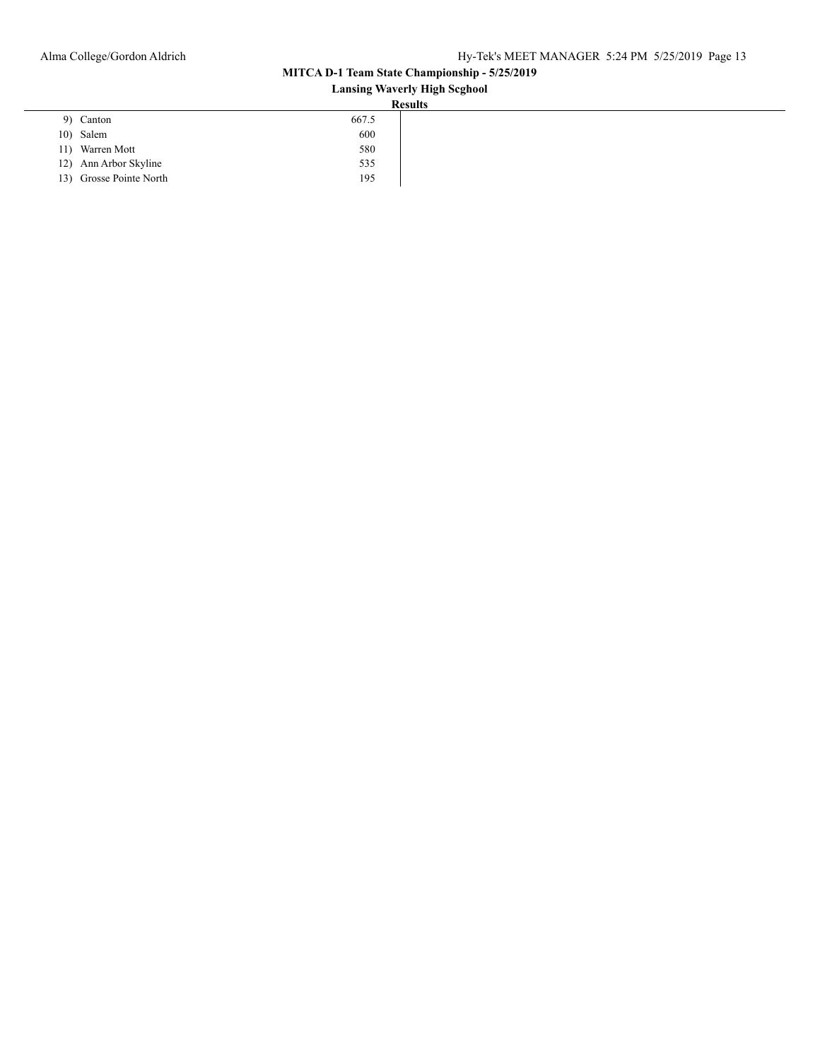### Results

| | | |
|---|---|---|
| 9) | Canton | 667.5 |
| 10) | Salem | 600 |
| 11) | Warren Mott | 580 |
| 12) | Ann Arbor Skyline | 535 |
| 13) | Grosse Pointe North | 195 |